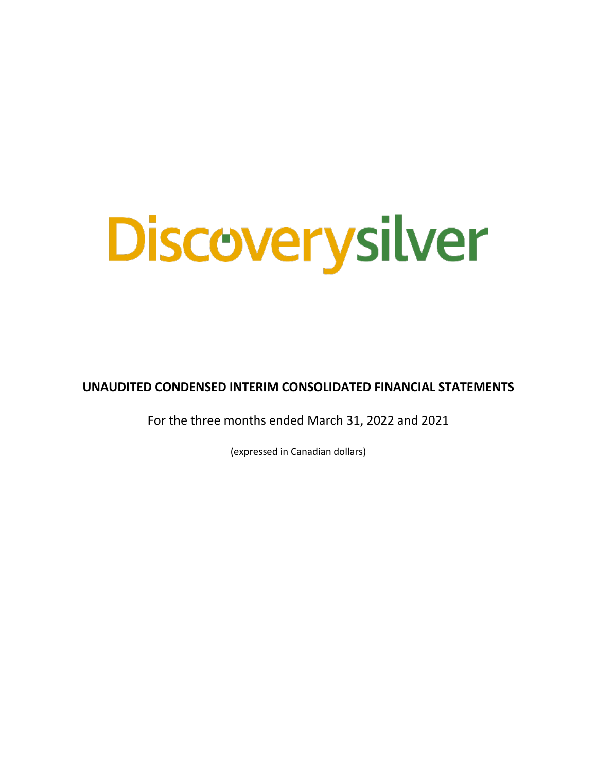Discoverysilver

**UNAUDITED CONDENSED INTERIM CONSOLIDATED FINANCIAL STATEMENTS**

For the three months ended March 31, 2022 and 2021

(expressed in Canadian dollars)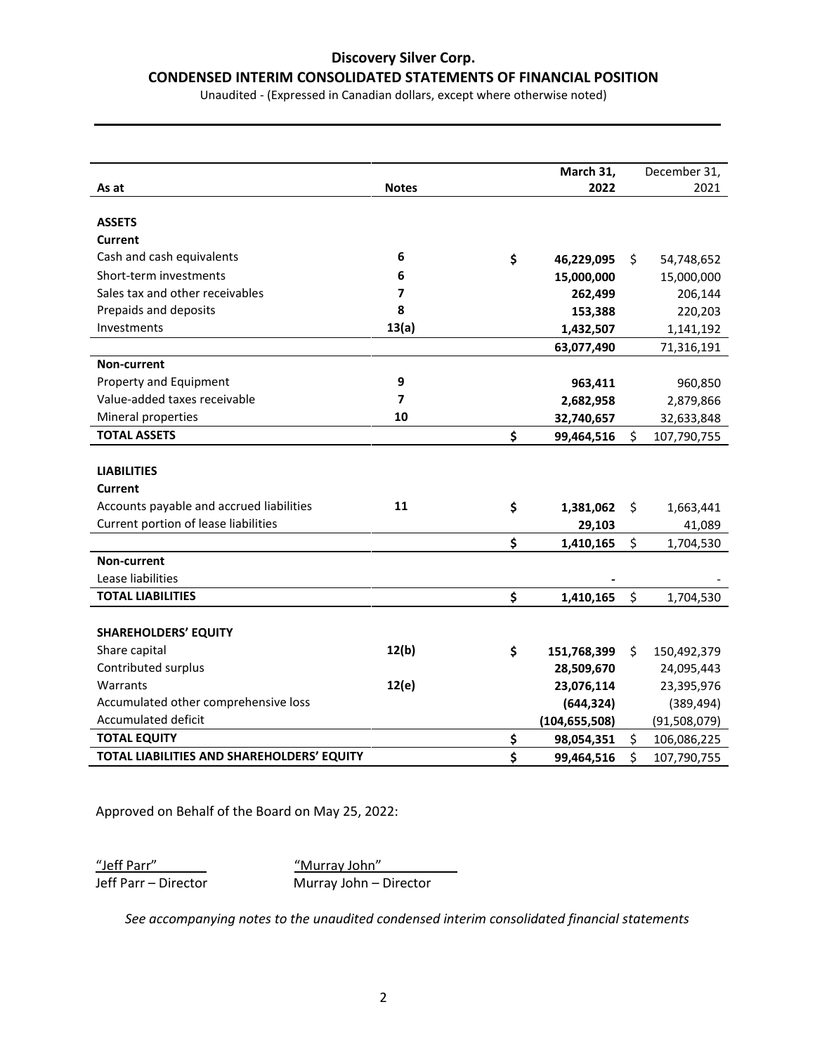# Discovery Silver Corp.

## CONDENSED INTERIM CONSOLIDATED STATEMENTS OF FINANCIAL POSITION

Unaudited - (Expressed in Canadian dollars, except where otherwise noted)

| As at | Notes | March 31, 2022 | December 31, 2021 |
|---|---|---|---|
| **ASSETS** | | | |
| **Current** | | | |
| Cash and cash equivalents | 6 | $ **46,229,095** | $ 54,748,652 |
| Short-term investments | 6 | **15,000,000** | 15,000,000 |
| Sales tax and other receivables | 7 | **262,499** | 206,144 |
| Prepaids and deposits | 8 | **153,388** | 220,203 |
| Investments | 13(a) | **1,432,507** | 1,141,192 |
| | | **63,077,490** | 71,316,191 |
| **Non-current** | | | |
| Property and Equipment | 9 | **963,411** | 960,850 |
| Value-added taxes receivable | 7 | **2,682,958** | 2,879,866 |
| Mineral properties | 10 | **32,740,657** | 32,633,848 |
| **TOTAL ASSETS** | | $ **99,464,516** | $ 107,790,755 |
| **LIABILITIES** | | | |
| **Current** | | | |
| Accounts payable and accrued liabilities | 11 | $ **1,381,062** | $ 1,663,441 |
| Current portion of lease liabilities | | **29,103** | 41,089 |
| | | $ **1,410,165** | $ 1,704,530 |
| **Non-current** | | | |
| Lease liabilities | | **-** | - |
| **TOTAL LIABILITIES** | | $ **1,410,165** | $ 1,704,530 |
| **SHAREHOLDERS' EQUITY** | | | |
| Share capital | 12(b) | $ **151,768,399** | $ 150,492,379 |
| Contributed surplus | | **28,509,670** | 24,095,443 |
| Warrants | 12(e) | **23,076,114** | 23,395,976 |
| Accumulated other comprehensive loss | | **(644,324)** | (389,494) |
| Accumulated deficit | | **(104,655,508)** | (91,508,079) |
| **TOTAL EQUITY** | | $ **98,054,351** | $ 106,086,225 |
| **TOTAL LIABILITIES AND SHAREHOLDERS' EQUITY** | | $ **99,464,516** | $ 107,790,755 |

Approved on Behalf of the Board on May 25, 2022:

"Jeff Parr" — Jeff Parr – Director

"Murray John" — Murray John – Director

*See accompanying notes to the unaudited condensed interim consolidated financial statements*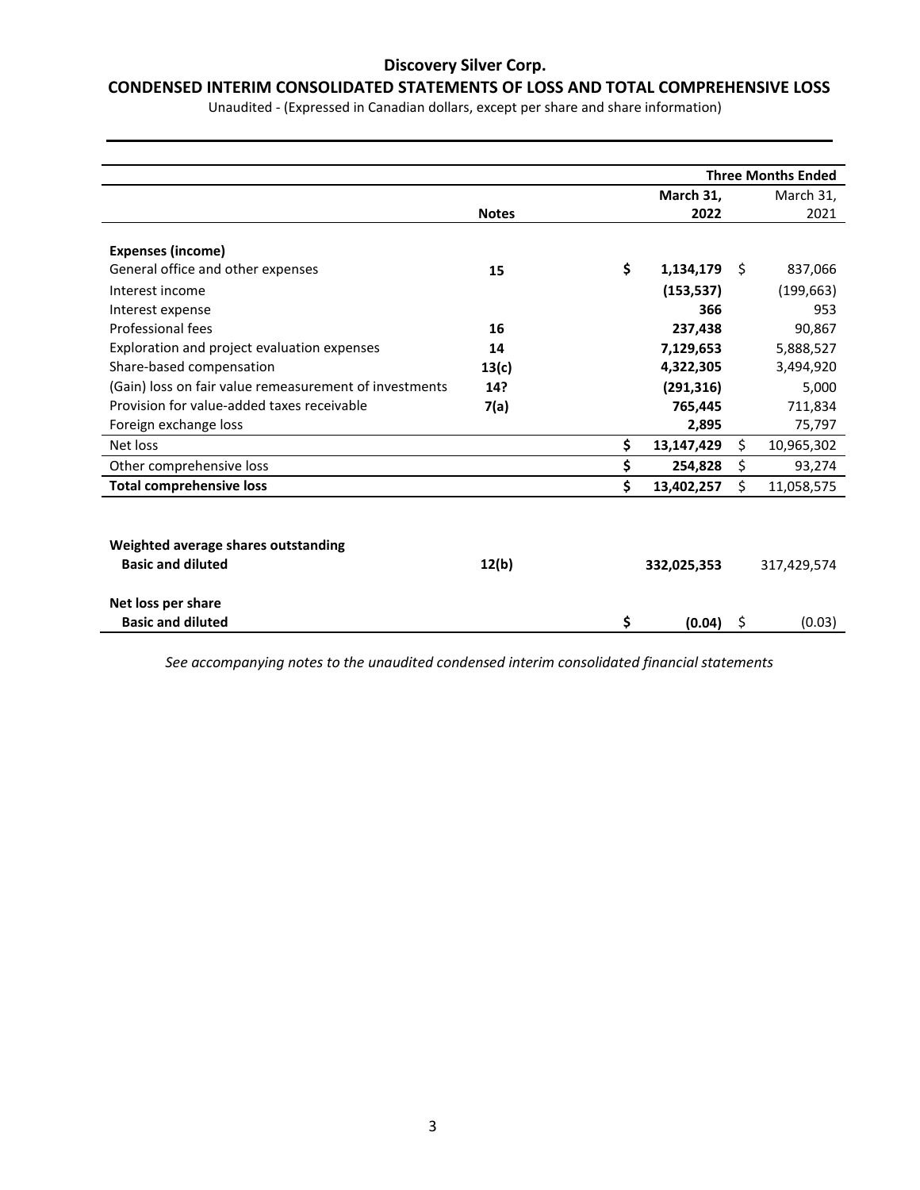# Discovery Silver Corp.

## CONDENSED INTERIM CONSOLIDATED STATEMENTS OF LOSS AND TOTAL COMPREHENSIVE LOSS

Unaudited - (Expressed in Canadian dollars, except per share and share information)

| | | Three Months Ended | |
|---|---|---|---|
| | **Notes** | **March 31, 2022** | March 31, 2021 |
| **Expenses (income)** | | | |
| General office and other expenses | **15** | **$ 1,134,179** | $ 837,066 |
| Interest income | | **(153,537)** | (199,663) |
| Interest expense | | **366** | 953 |
| Professional fees | **16** | **237,438** | 90,867 |
| Exploration and project evaluation expenses | **14** | **7,129,653** | 5,888,527 |
| Share-based compensation | **13(c)** | **4,322,305** | 3,494,920 |
| (Gain) loss on fair value remeasurement of investments | **14?** | **(291,316)** | 5,000 |
| Provision for value-added taxes receivable | **7(a)** | **765,445** | 711,834 |
| Foreign exchange loss | | **2,895** | 75,797 |
| Net loss | | **$ 13,147,429** | $ 10,965,302 |
| Other comprehensive loss | | **$ 254,828** | $ 93,274 |
| **Total comprehensive loss** | | **$ 13,402,257** | $ 11,058,575 |
| | | | |
| **Weighted average shares outstanding** | | | |
| **Basic and diluted** | **12(b)** | **332,025,353** | 317,429,574 |
| | | | |
| **Net loss per share** | | | |
| **Basic and diluted** | | **$ (0.04)** | $ (0.03) |

*See accompanying notes to the unaudited condensed interim consolidated financial statements*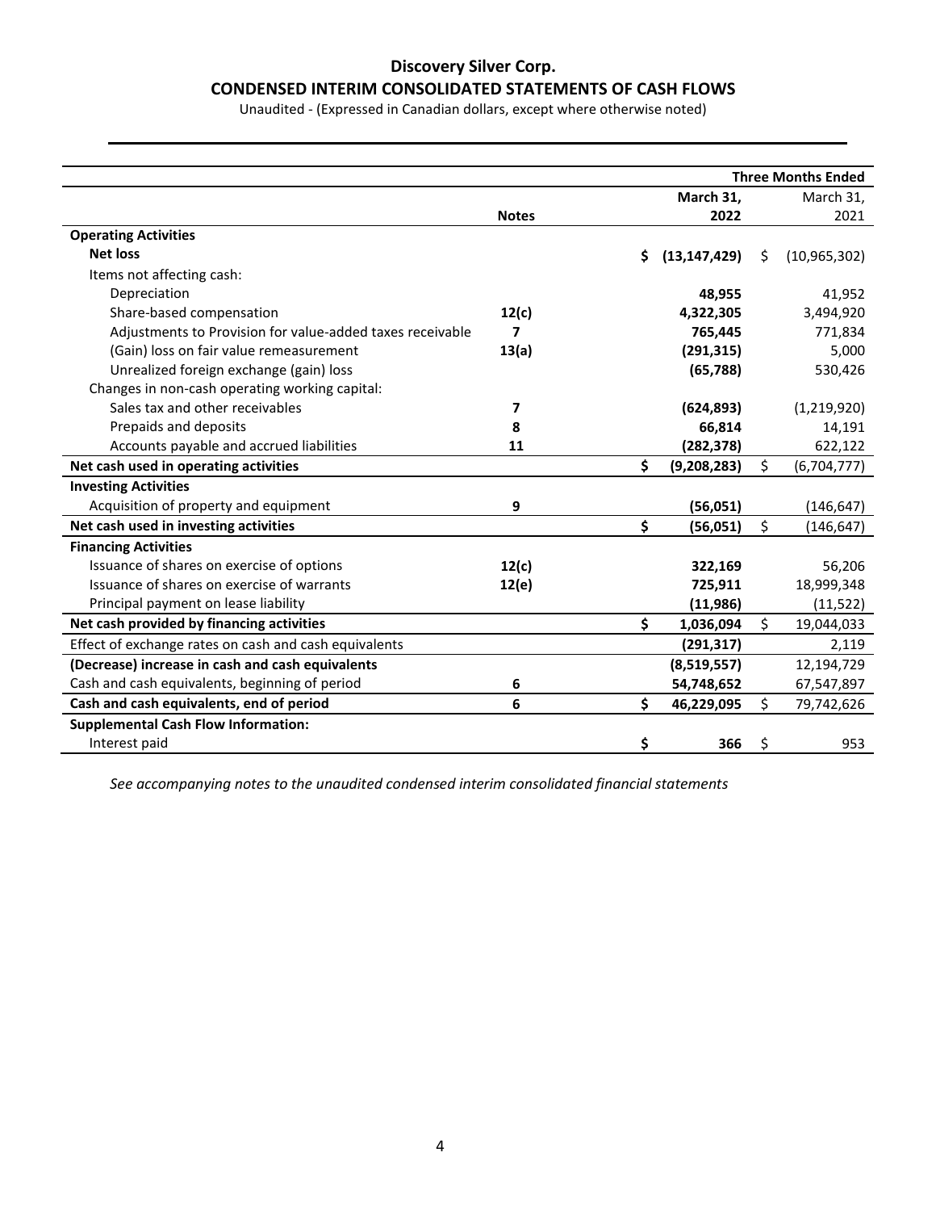# Discovery Silver Corp.

## CONDENSED INTERIM CONSOLIDATED STATEMENTS OF CASH FLOWS

Unaudited - (Expressed in Canadian dollars, except where otherwise noted)

| | | Three Months Ended | |
|---|---|---|---|
| | Notes | **March 31, 2022** | March 31, 2021 |
| **Operating Activities** | | | |
| **Net loss** | | **$ (13,147,429)** | $ (10,965,302) |
| Items not affecting cash: | | | |
| Depreciation | | **48,955** | 41,952 |
| Share-based compensation | **12(c)** | **4,322,305** | 3,494,920 |
| Adjustments to Provision for value-added taxes receivable | **7** | **765,445** | 771,834 |
| (Gain) loss on fair value remeasurement | **13(a)** | **(291,315)** | 5,000 |
| Unrealized foreign exchange (gain) loss | | **(65,788)** | 530,426 |
| Changes in non-cash operating working capital: | | | |
| Sales tax and other receivables | **7** | **(624,893)** | (1,219,920) |
| Prepaids and deposits | **8** | **66,814** | 14,191 |
| Accounts payable and accrued liabilities | **11** | **(282,378)** | 622,122 |
| **Net cash used in operating activities** | | **$ (9,208,283)** | $ (6,704,777) |
| **Investing Activities** | | | |
| Acquisition of property and equipment | **9** | **(56,051)** | (146,647) |
| **Net cash used in investing activities** | | **$ (56,051)** | $ (146,647) |
| **Financing Activities** | | | |
| Issuance of shares on exercise of options | **12(c)** | **322,169** | 56,206 |
| Issuance of shares on exercise of warrants | **12(e)** | **725,911** | 18,999,348 |
| Principal payment on lease liability | | **(11,986)** | (11,522) |
| **Net cash provided by financing activities** | | **$ 1,036,094** | $ 19,044,033 |
| Effect of exchange rates on cash and cash equivalents | | **(291,317)** | 2,119 |
| **(Decrease) increase in cash and cash equivalents** | | **(8,519,557)** | 12,194,729 |
| Cash and cash equivalents, beginning of period | **6** | **54,748,652** | 67,547,897 |
| **Cash and cash equivalents, end of period** | **6** | **$ 46,229,095** | $ 79,742,626 |
| **Supplemental Cash Flow Information:** | | | |
| Interest paid | | **$ 366** | $ 953 |

*See accompanying notes to the unaudited condensed interim consolidated financial statements*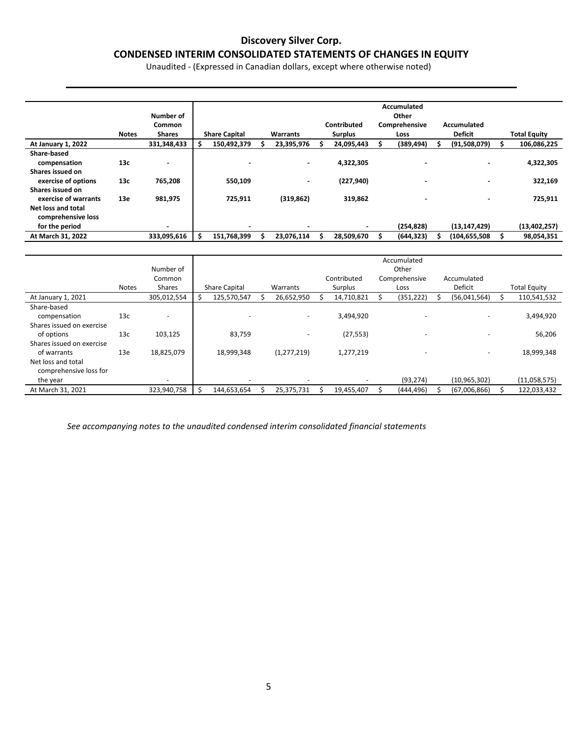# Discovery Silver Corp.

## CONDENSED INTERIM CONSOLIDATED STATEMENTS OF CHANGES IN EQUITY

Unaudited - (Expressed in Canadian dollars, except where otherwise noted)

| | Notes | Number of Common Shares | Share Capital | Warrants | Contributed Surplus | Accumulated Other Comprehensive Loss | Accumulated Deficit | Total Equity |
|---|---|---|---|---|---|---|---|---|
| **At January 1, 2022** | | **331,348,433** | **$ 150,492,379** | **$ 23,395,976** | **$ 24,095,443** | **$ (389,494)** | **$ (91,508,079)** | **$ 106,086,225** |
| **Share-based compensation** | **13c** | **-** | **-** | **-** | **4,322,305** | **-** | **-** | **4,322,305** |
| **Shares issued on exercise of options** | **13c** | **765,208** | **550,109** | **-** | **(227,940)** | **-** | **-** | **322,169** |
| **Shares issued on exercise of warrants** | **13e** | **981,975** | **725,911** | **(319,862)** | **319,862** | **-** | **-** | **725,911** |
| **Net loss and total comprehensive loss for the period** | | **-** | **-** | **-** | **-** | **(254,828)** | **(13,147,429)** | **(13,402,257)** |
| **At March 31, 2022** | | **333,095,616** | **$ 151,768,399** | **$ 23,076,114** | **$ 28,509,670** | **$ (644,323)** | **$ (104,655,508** | **$ 98,054,351** |

| | Notes | Number of Common Shares | Share Capital | Warrants | Contributed Surplus | Accumulated Other Comprehensive Loss | Accumulated Deficit | Total Equity |
|---|---|---|---|---|---|---|---|---|
| At January 1, 2021 | | 305,012,554 | $ 125,570,547 | $ 26,652,950 | $ 14,710,821 | $ (351,222) | $ (56,041,564) | $ 110,541,532 |
| Share-based compensation | 13c | - | - | - | 3,494,920 | - | - | 3,494,920 |
| Shares issued on exercise of options | 13c | 103,125 | 83,759 | - | (27,553) | - | - | 56,206 |
| Shares issued on exercise of warrants | 13e | 18,825,079 | 18,999,348 | (1,277,219) | 1,277,219 | - | - | 18,999,348 |
| Net loss and total comprehensive loss for the year | | - | - | - | - | (93,274) | (10,965,302) | (11,058,575) |
| At March 31, 2021 | | 323,940,758 | $ 144,653,654 | $ 25,375,731 | $ 19,455,407 | $ (444,496) | $ (67,006,866) | $ 122,033,432 |

*See accompanying notes to the unaudited condensed interim consolidated financial statements*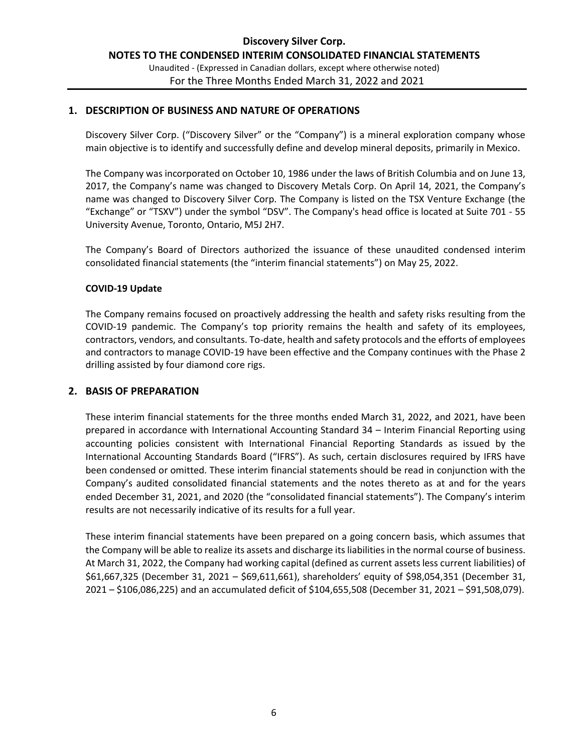## 1. DESCRIPTION OF BUSINESS AND NATURE OF OPERATIONS

Discovery Silver Corp. ("Discovery Silver" or the "Company") is a mineral exploration company whose main objective is to identify and successfully define and develop mineral deposits, primarily in Mexico.

The Company was incorporated on October 10, 1986 under the laws of British Columbia and on June 13, 2017, the Company's name was changed to Discovery Metals Corp. On April 14, 2021, the Company's name was changed to Discovery Silver Corp. The Company is listed on the TSX Venture Exchange (the "Exchange" or "TSXV") under the symbol "DSV". The Company's head office is located at Suite 701 - 55 University Avenue, Toronto, Ontario, M5J 2H7.

The Company's Board of Directors authorized the issuance of these unaudited condensed interim consolidated financial statements (the "interim financial statements") on May 25, 2022.

**COVID-19 Update**

The Company remains focused on proactively addressing the health and safety risks resulting from the COVID-19 pandemic. The Company's top priority remains the health and safety of its employees, contractors, vendors, and consultants. To-date, health and safety protocols and the efforts of employees and contractors to manage COVID-19 have been effective and the Company continues with the Phase 2 drilling assisted by four diamond core rigs.

## 2. BASIS OF PREPARATION

These interim financial statements for the three months ended March 31, 2022, and 2021, have been prepared in accordance with International Accounting Standard 34 – Interim Financial Reporting using accounting policies consistent with International Financial Reporting Standards as issued by the International Accounting Standards Board ("IFRS"). As such, certain disclosures required by IFRS have been condensed or omitted. These interim financial statements should be read in conjunction with the Company's audited consolidated financial statements and the notes thereto as at and for the years ended December 31, 2021, and 2020 (the "consolidated financial statements"). The Company's interim results are not necessarily indicative of its results for a full year.

These interim financial statements have been prepared on a going concern basis, which assumes that the Company will be able to realize its assets and discharge its liabilities in the normal course of business. At March 31, 2022, the Company had working capital (defined as current assets less current liabilities) of $61,667,325 (December 31, 2021 – $69,611,661), shareholders' equity of $98,054,351 (December 31, 2021 – $106,086,225) and an accumulated deficit of $104,655,508 (December 31, 2021 – $91,508,079).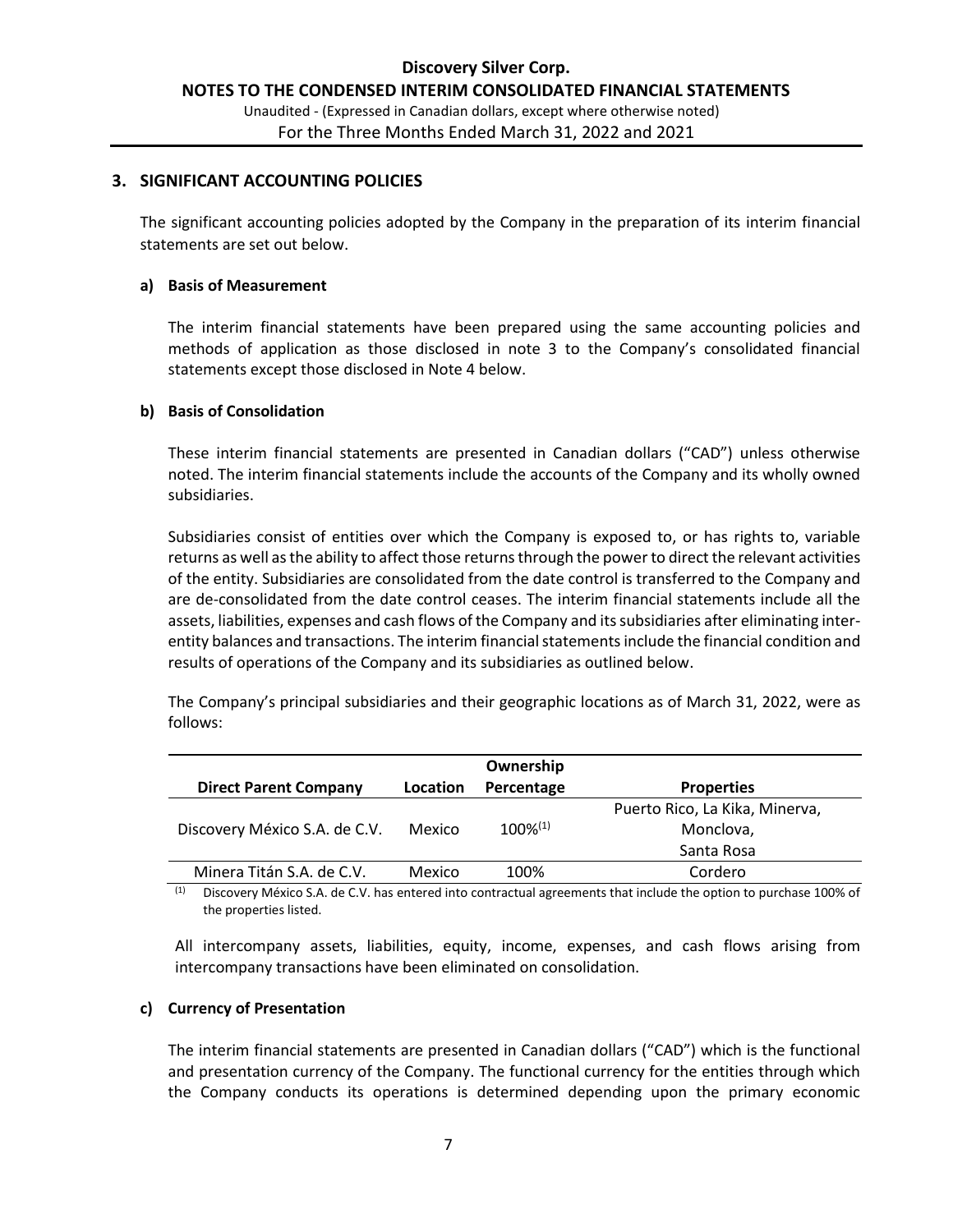## 3. SIGNIFICANT ACCOUNTING POLICIES

The significant accounting policies adopted by the Company in the preparation of its interim financial statements are set out below.

### a) Basis of Measurement

The interim financial statements have been prepared using the same accounting policies and methods of application as those disclosed in note 3 to the Company's consolidated financial statements except those disclosed in Note 4 below.

### b) Basis of Consolidation

These interim financial statements are presented in Canadian dollars ("CAD") unless otherwise noted. The interim financial statements include the accounts of the Company and its wholly owned subsidiaries.

Subsidiaries consist of entities over which the Company is exposed to, or has rights to, variable returns as well as the ability to affect those returns through the power to direct the relevant activities of the entity. Subsidiaries are consolidated from the date control is transferred to the Company and are de-consolidated from the date control ceases. The interim financial statements include all the assets, liabilities, expenses and cash flows of the Company and its subsidiaries after eliminating inter-entity balances and transactions. The interim financial statements include the financial condition and results of operations of the Company and its subsidiaries as outlined below.

The Company's principal subsidiaries and their geographic locations as of March 31, 2022, were as follows:

| Direct Parent Company | Location | Ownership Percentage | Properties |
|---|---|---|---|
| Discovery México S.A. de C.V. | Mexico | 100%[1] | Puerto Rico, La Kika, Minerva, Monclova, Santa Rosa |
| Minera Titán S.A. de C.V. | Mexico | 100% | Cordero |

[1] Discovery México S.A. de C.V. has entered into contractual agreements that include the option to purchase 100% of the properties listed.

All intercompany assets, liabilities, equity, income, expenses, and cash flows arising from intercompany transactions have been eliminated on consolidation.

### c) Currency of Presentation

The interim financial statements are presented in Canadian dollars ("CAD") which is the functional and presentation currency of the Company. The functional currency for the entities through which the Company conducts its operations is determined depending upon the primary economic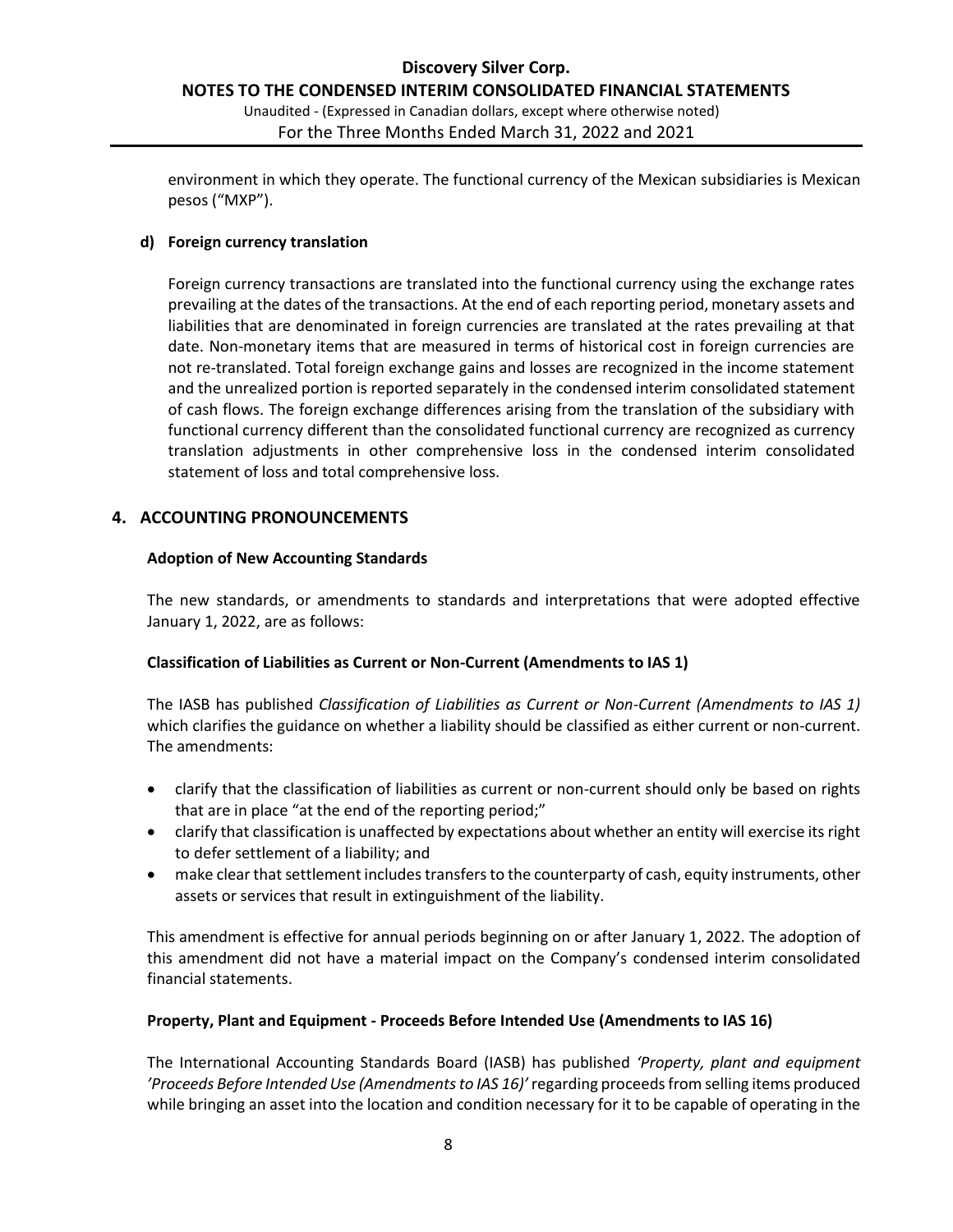environment in which they operate. The functional currency of the Mexican subsidiaries is Mexican pesos ("MXP").

**d) Foreign currency translation**

Foreign currency transactions are translated into the functional currency using the exchange rates prevailing at the dates of the transactions. At the end of each reporting period, monetary assets and liabilities that are denominated in foreign currencies are translated at the rates prevailing at that date. Non-monetary items that are measured in terms of historical cost in foreign currencies are not re-translated. Total foreign exchange gains and losses are recognized in the income statement and the unrealized portion is reported separately in the condensed interim consolidated statement of cash flows. The foreign exchange differences arising from the translation of the subsidiary with functional currency different than the consolidated functional currency are recognized as currency translation adjustments in other comprehensive loss in the condensed interim consolidated statement of loss and total comprehensive loss.

## 4. ACCOUNTING PRONOUNCEMENTS

**Adoption of New Accounting Standards**

The new standards, or amendments to standards and interpretations that were adopted effective January 1, 2022, are as follows:

**Classification of Liabilities as Current or Non-Current (Amendments to IAS 1)**

The IASB has published *Classification of Liabilities as Current or Non-Current (Amendments to IAS 1)* which clarifies the guidance on whether a liability should be classified as either current or non-current. The amendments:

- clarify that the classification of liabilities as current or non-current should only be based on rights that are in place "at the end of the reporting period;"
- clarify that classification is unaffected by expectations about whether an entity will exercise its right to defer settlement of a liability; and
- make clear that settlement includes transfers to the counterparty of cash, equity instruments, other assets or services that result in extinguishment of the liability.

This amendment is effective for annual periods beginning on or after January 1, 2022. The adoption of this amendment did not have a material impact on the Company's condensed interim consolidated financial statements.

**Property, Plant and Equipment - Proceeds Before Intended Use (Amendments to IAS 16)**

The International Accounting Standards Board (IASB) has published *'Property, plant and equipment 'Proceeds Before Intended Use (Amendments to IAS 16)'* regarding proceeds from selling items produced while bringing an asset into the location and condition necessary for it to be capable of operating in the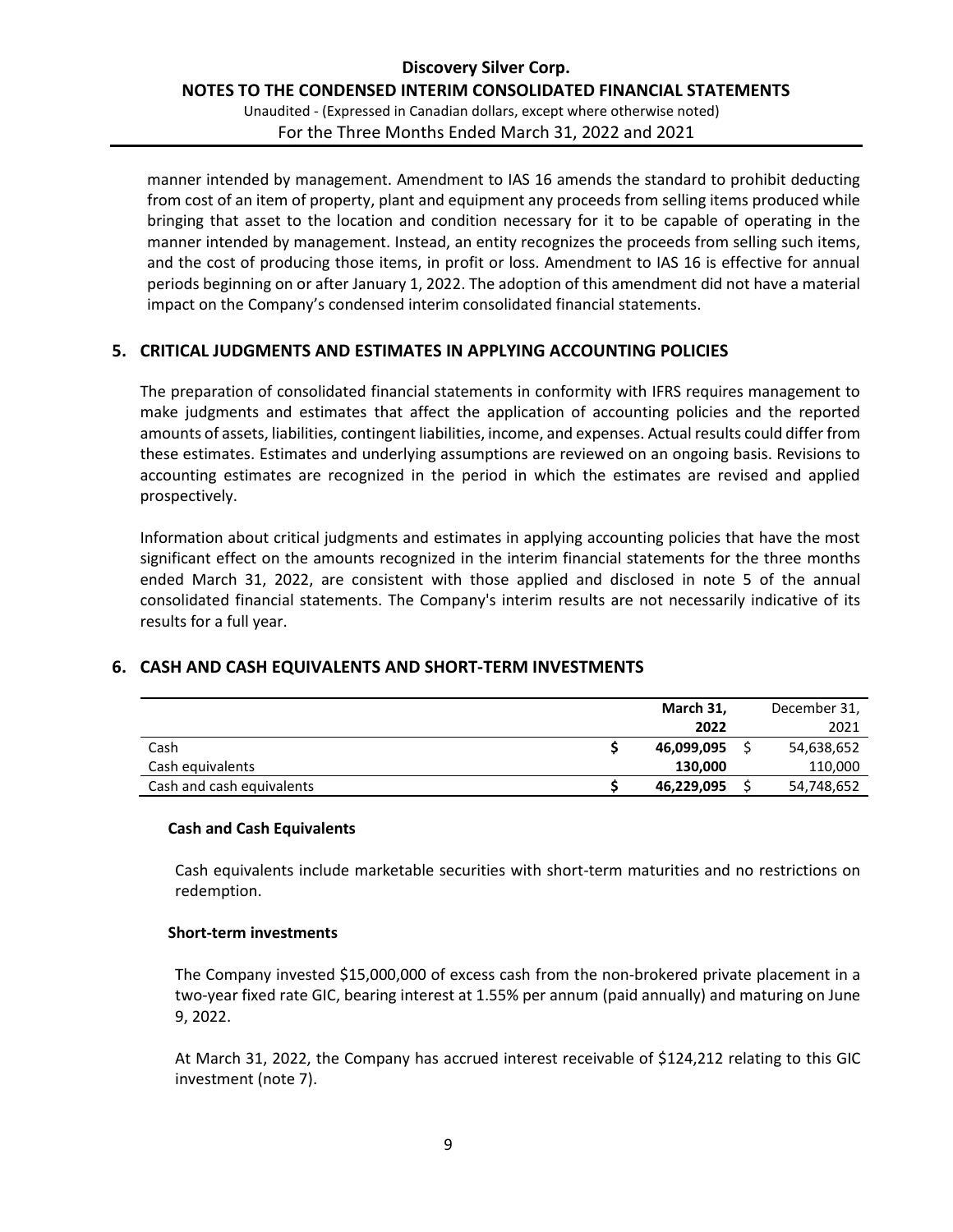manner intended by management. Amendment to IAS 16 amends the standard to prohibit deducting from cost of an item of property, plant and equipment any proceeds from selling items produced while bringing that asset to the location and condition necessary for it to be capable of operating in the manner intended by management. Instead, an entity recognizes the proceeds from selling such items, and the cost of producing those items, in profit or loss. Amendment to IAS 16 is effective for annual periods beginning on or after January 1, 2022. The adoption of this amendment did not have a material impact on the Company's condensed interim consolidated financial statements.

## 5. CRITICAL JUDGMENTS AND ESTIMATES IN APPLYING ACCOUNTING POLICIES

The preparation of consolidated financial statements in conformity with IFRS requires management to make judgments and estimates that affect the application of accounting policies and the reported amounts of assets, liabilities, contingent liabilities, income, and expenses. Actual results could differ from these estimates. Estimates and underlying assumptions are reviewed on an ongoing basis. Revisions to accounting estimates are recognized in the period in which the estimates are revised and applied prospectively.

Information about critical judgments and estimates in applying accounting policies that have the most significant effect on the amounts recognized in the interim financial statements for the three months ended March 31, 2022, are consistent with those applied and disclosed in note 5 of the annual consolidated financial statements. The Company's interim results are not necessarily indicative of its results for a full year.

## 6. CASH AND CASH EQUIVALENTS AND SHORT-TERM INVESTMENTS

| | **March 31, 2022** | December 31, 2021 |
|---|---|---|
| Cash | **$ 46,099,095** | $ 54,638,652 |
| Cash equivalents | **130,000** | 110,000 |
| Cash and cash equivalents | **$ 46,229,095** | $ 54,748,652 |

### Cash and Cash Equivalents

Cash equivalents include marketable securities with short-term maturities and no restrictions on redemption.

### Short-term investments

The Company invested $15,000,000 of excess cash from the non-brokered private placement in a two-year fixed rate GIC, bearing interest at 1.55% per annum (paid annually) and maturing on June 9, 2022.

At March 31, 2022, the Company has accrued interest receivable of $124,212 relating to this GIC investment (note 7).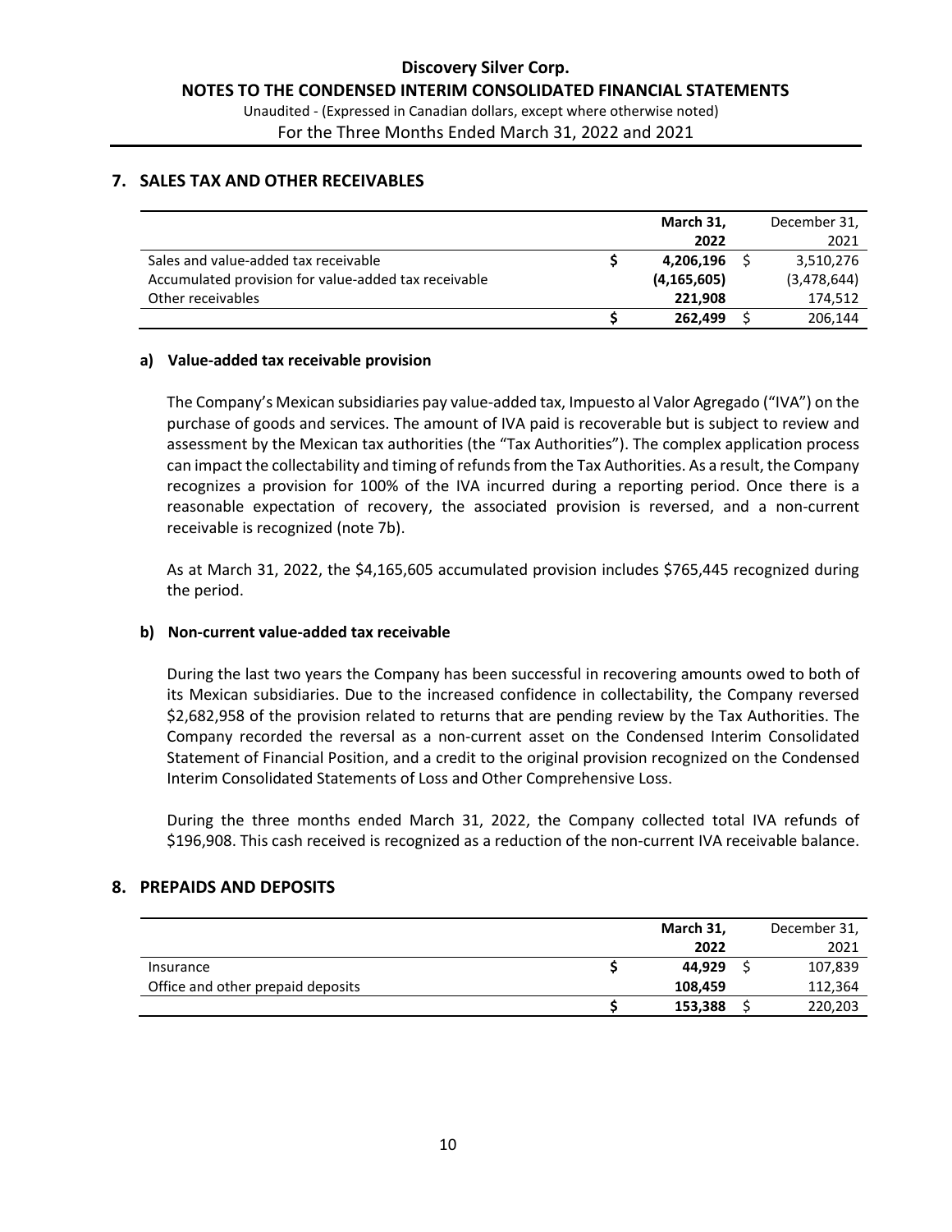## 7. SALES TAX AND OTHER RECEIVABLES

| | March 31, 2022 | December 31, 2021 |
|---|---|---|
| Sales and value-added tax receivable | $ **4,206,196** | $ 3,510,276 |
| Accumulated provision for value-added tax receivable | **(4,165,605)** | (3,478,644) |
| Other receivables | **221,908** | 174,512 |
| | $ **262,499** | $ 206,144 |

### a) Value-added tax receivable provision

The Company's Mexican subsidiaries pay value-added tax, Impuesto al Valor Agregado ("IVA") on the purchase of goods and services. The amount of IVA paid is recoverable but is subject to review and assessment by the Mexican tax authorities (the "Tax Authorities"). The complex application process can impact the collectability and timing of refunds from the Tax Authorities. As a result, the Company recognizes a provision for 100% of the IVA incurred during a reporting period. Once there is a reasonable expectation of recovery, the associated provision is reversed, and a non-current receivable is recognized (note 7b).

As at March 31, 2022, the $4,165,605 accumulated provision includes $765,445 recognized during the period.

### b) Non-current value-added tax receivable

During the last two years the Company has been successful in recovering amounts owed to both of its Mexican subsidiaries. Due to the increased confidence in collectability, the Company reversed $2,682,958 of the provision related to returns that are pending review by the Tax Authorities. The Company recorded the reversal as a non-current asset on the Condensed Interim Consolidated Statement of Financial Position, and a credit to the original provision recognized on the Condensed Interim Consolidated Statements of Loss and Other Comprehensive Loss.

During the three months ended March 31, 2022, the Company collected total IVA refunds of $196,908. This cash received is recognized as a reduction of the non-current IVA receivable balance.

## 8. PREPAIDS AND DEPOSITS

| | March 31, 2022 | December 31, 2021 |
|---|---|---|
| Insurance | $ **44,929** | $ 107,839 |
| Office and other prepaid deposits | **108,459** | 112,364 |
| | $ **153,388** | $ 220,203 |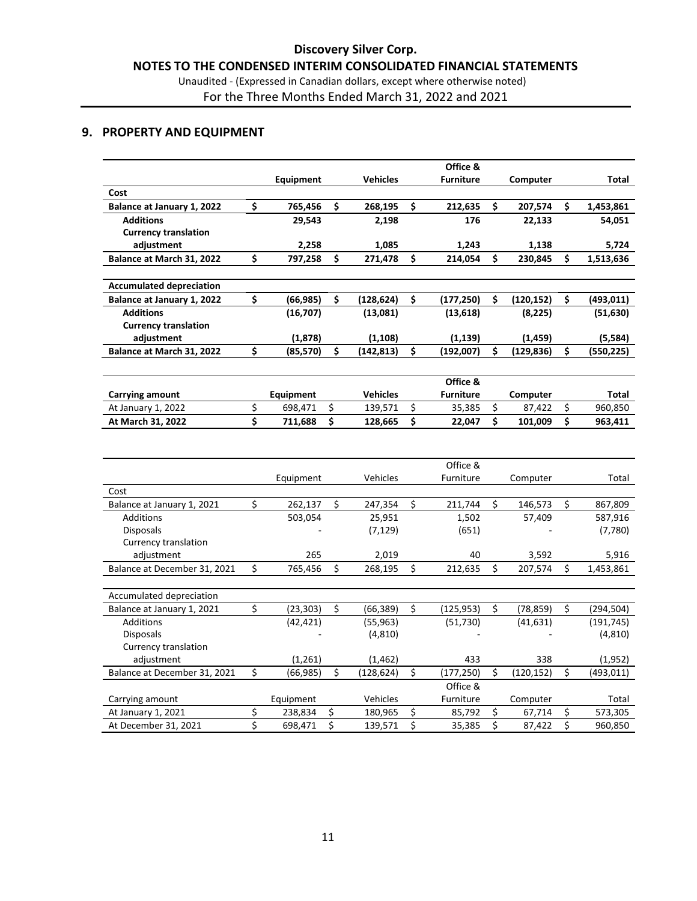## 9. PROPERTY AND EQUIPMENT

| | Equipment | Vehicles | Office & Furniture | Computer | Total |
|---|---|---|---|---|---|
| **Cost** | | | | | |
| **Balance at January 1, 2022** | **$ 765,456** | **$ 268,195** | **$ 212,635** | **$ 207,574** | **$ 1,453,861** |
| **Additions** | **29,543** | **2,198** | **176** | **22,133** | **54,051** |
| **Currency translation adjustment** | **2,258** | **1,085** | **1,243** | **1,138** | **5,724** |
| **Balance at March 31, 2022** | **$ 797,258** | **$ 271,478** | **$ 214,054** | **$ 230,845** | **$ 1,513,636** |
| | | | | | |
| **Accumulated depreciation** | | | | | |
| **Balance at January 1, 2022** | **$ (66,985)** | **$ (128,624)** | **$ (177,250)** | **$ (120,152)** | **$ (493,011)** |
| **Additions** | **(16,707)** | **(13,081)** | **(13,618)** | **(8,225)** | **(51,630)** |
| **Currency translation adjustment** | **(1,878)** | **(1,108)** | **(1,139)** | **(1,459)** | **(5,584)** |
| **Balance at March 31, 2022** | **$ (85,570)** | **$ (142,813)** | **$ (192,007)** | **$ (129,836)** | **$ (550,225)** |

| **Carrying amount** | **Equipment** | **Vehicles** | **Office & Furniture** | **Computer** | **Total** |
|---|---|---|---|---|---|
| At January 1, 2022 | $ 698,471 | $ 139,571 | $ 35,385 | $ 87,422 | $ 960,850 |
| **At March 31, 2022** | **$ 711,688** | **$ 128,665** | **$ 22,047** | **$ 101,009** | **$ 963,411** |

| | Equipment | Vehicles | Office & Furniture | Computer | Total |
|---|---|---|---|---|---|
| Cost | | | | | |
| Balance at January 1, 2021 | $ 262,137 | $ 247,354 | $ 211,744 | $ 146,573 | $ 867,809 |
| Additions | 503,054 | 25,951 | 1,502 | 57,409 | 587,916 |
| Disposals | - | (7,129) | (651) | - | (7,780) |
| Currency translation adjustment | 265 | 2,019 | 40 | 3,592 | 5,916 |
| Balance at December 31, 2021 | $ 765,456 | $ 268,195 | $ 212,635 | $ 207,574 | $ 1,453,861 |
| | | | | | |
| Accumulated depreciation | | | | | |
| Balance at January 1, 2021 | $ (23,303) | $ (66,389) | $ (125,953) | $ (78,859) | $ (294,504) |
| Additions | (42,421) | (55,963) | (51,730) | (41,631) | (191,745) |
| Disposals | - | (4,810) | - | - | (4,810) |
| Currency translation adjustment | (1,261) | (1,462) | 433 | 338 | (1,952) |
| Balance at December 31, 2021 | $ (66,985) | $ (128,624) | $ (177,250) | $ (120,152) | $ (493,011) |

| Carrying amount | Equipment | Vehicles | Office & Furniture | Computer | Total |
|---|---|---|---|---|---|
| At January 1, 2021 | $ 238,834 | $ 180,965 | $ 85,792 | $ 67,714 | $ 573,305 |
| At December 31, 2021 | $ 698,471 | $ 139,571 | $ 35,385 | $ 87,422 | $ 960,850 |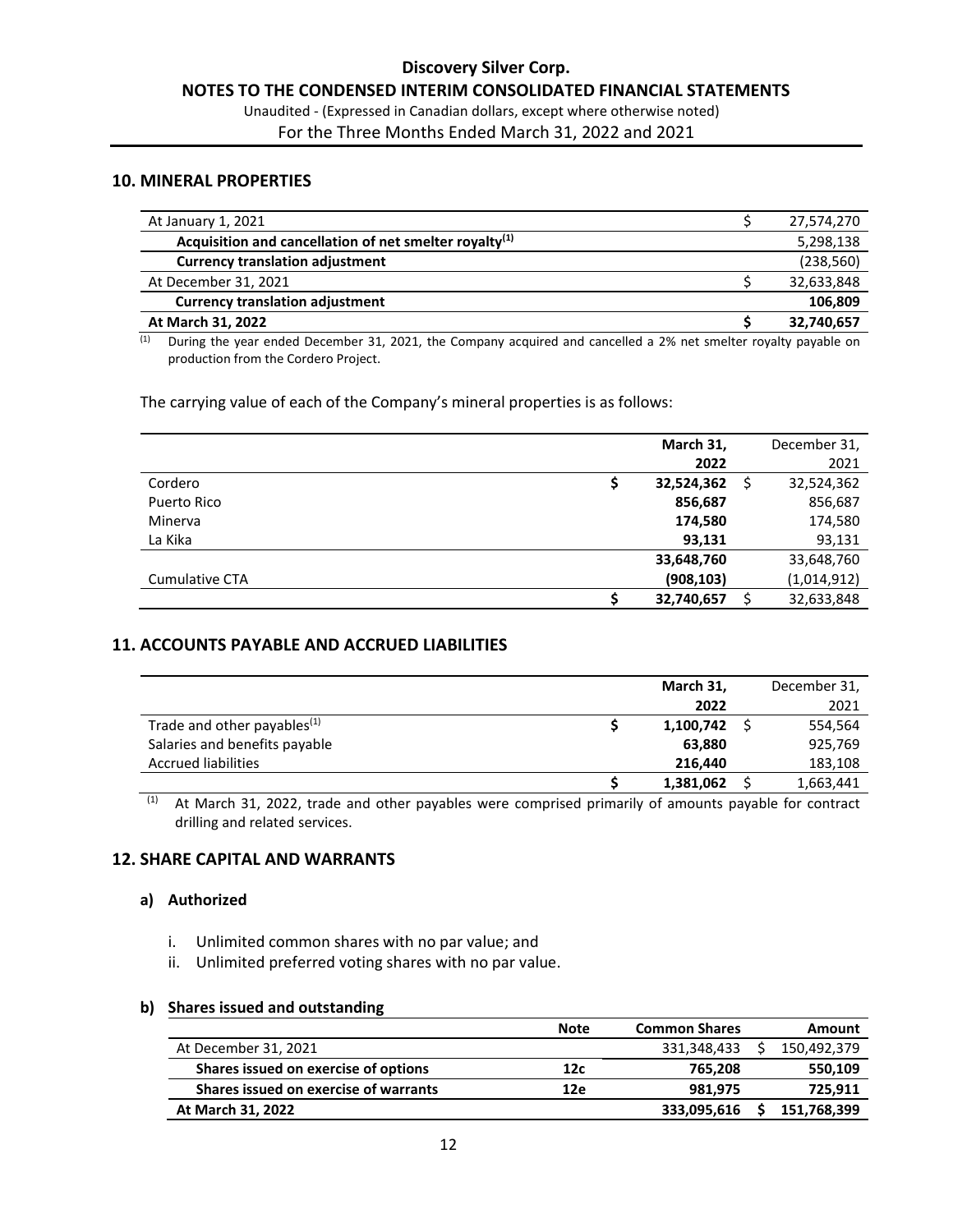## 10. MINERAL PROPERTIES

| | | |
|---|---|---|
| At January 1, 2021 | $ | 27,574,270 |
| **Acquisition and cancellation of net smelter royalty[(1)]** | | 5,298,138 |
| **Currency translation adjustment** | | (238,560) |
| At December 31, 2021 | $ | 32,633,848 |
| **Currency translation adjustment** | | **106,809** |
| **At March 31, 2022** | **$** | **32,740,657** |

(1) During the year ended December 31, 2021, the Company acquired and cancelled a 2% net smelter royalty payable on production from the Cordero Project.

The carrying value of each of the Company's mineral properties is as follows:

| | | **March 31, 2022** | | December 31, 2021 |
|---|---|---|---|---|
| Cordero | **$** | **32,524,362** | $ | 32,524,362 |
| Puerto Rico | | **856,687** | | 856,687 |
| Minerva | | **174,580** | | 174,580 |
| La Kika | | **93,131** | | 93,131 |
| | | **33,648,760** | | 33,648,760 |
| Cumulative CTA | | **(908,103)** | | (1,014,912) |
| | **$** | **32,740,657** | $ | 32,633,848 |

## 11. ACCOUNTS PAYABLE AND ACCRUED LIABILITIES

| | | **March 31, 2022** | | December 31, 2021 |
|---|---|---|---|---|
| Trade and other payables[(1)] | **$** | **1,100,742** | $ | 554,564 |
| Salaries and benefits payable | | **63,880** | | 925,769 |
| Accrued liabilities | | **216,440** | | 183,108 |
| | **$** | **1,381,062** | $ | 1,663,441 |

(1) At March 31, 2022, trade and other payables were comprised primarily of amounts payable for contract drilling and related services.

## 12. SHARE CAPITAL AND WARRANTS

### a) Authorized

i. Unlimited common shares with no par value; and
ii. Unlimited preferred voting shares with no par value.

### b) Shares issued and outstanding

| | **Note** | **Common Shares** | | **Amount** |
|---|---|---|---|---|
| At December 31, 2021 | | 331,348,433 | $ | 150,492,379 |
| **Shares issued on exercise of options** | **12c** | **765,208** | | **550,109** |
| **Shares issued on exercise of warrants** | **12e** | **981,975** | | **725,911** |
| **At March 31, 2022** | | **333,095,616** | **$** | **151,768,399** |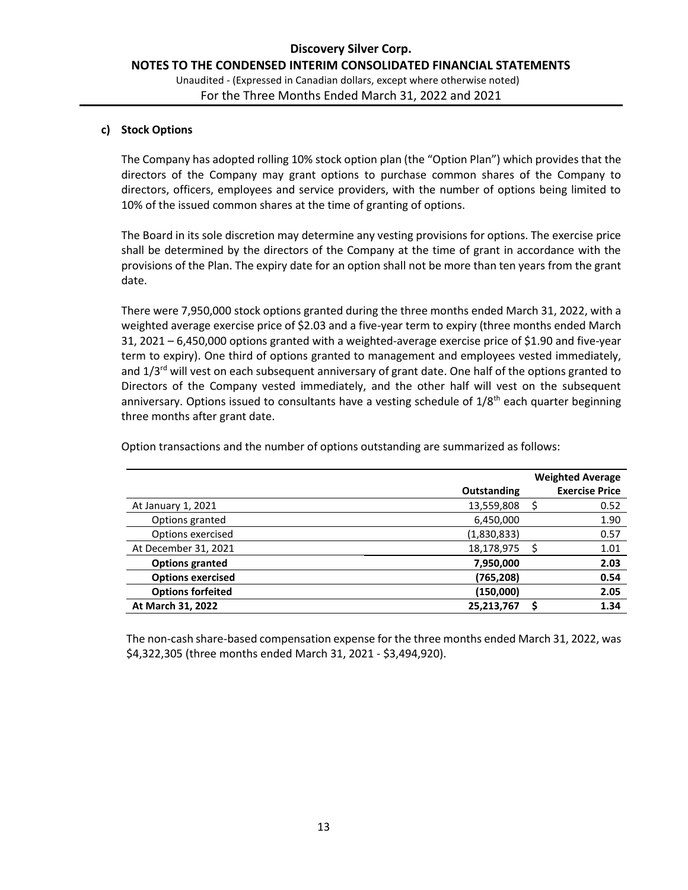### c) Stock Options

The Company has adopted rolling 10% stock option plan (the "Option Plan") which provides that the directors of the Company may grant options to purchase common shares of the Company to directors, officers, employees and service providers, with the number of options being limited to 10% of the issued common shares at the time of granting of options.

The Board in its sole discretion may determine any vesting provisions for options. The exercise price shall be determined by the directors of the Company at the time of grant in accordance with the provisions of the Plan. The expiry date for an option shall not be more than ten years from the grant date.

There were 7,950,000 stock options granted during the three months ended March 31, 2022, with a weighted average exercise price of $2.03 and a five-year term to expiry (three months ended March 31, 2021 – 6,450,000 options granted with a weighted-average exercise price of $1.90 and five-year term to expiry). One third of options granted to management and employees vested immediately, and 1/3rd will vest on each subsequent anniversary of grant date. One half of the options granted to Directors of the Company vested immediately, and the other half will vest on the subsequent anniversary. Options issued to consultants have a vesting schedule of 1/8th each quarter beginning three months after grant date.

Option transactions and the number of options outstanding are summarized as follows:

| | Outstanding | Weighted Average Exercise Price |
|---|---|---|
| At January 1, 2021 | 13,559,808 | $ 0.52 |
| Options granted | 6,450,000 | 1.90 |
| Options exercised | (1,830,833) | 0.57 |
| At December 31, 2021 | 18,178,975 | $ 1.01 |
| **Options granted** | **7,950,000** | **2.03** |
| **Options exercised** | **(765,208)** | **0.54** |
| **Options forfeited** | **(150,000)** | **2.05** |
| **At March 31, 2022** | **25,213,767** | **$ 1.34** |

The non-cash share-based compensation expense for the three months ended March 31, 2022, was $4,322,305 (three months ended March 31, 2021 - $3,494,920).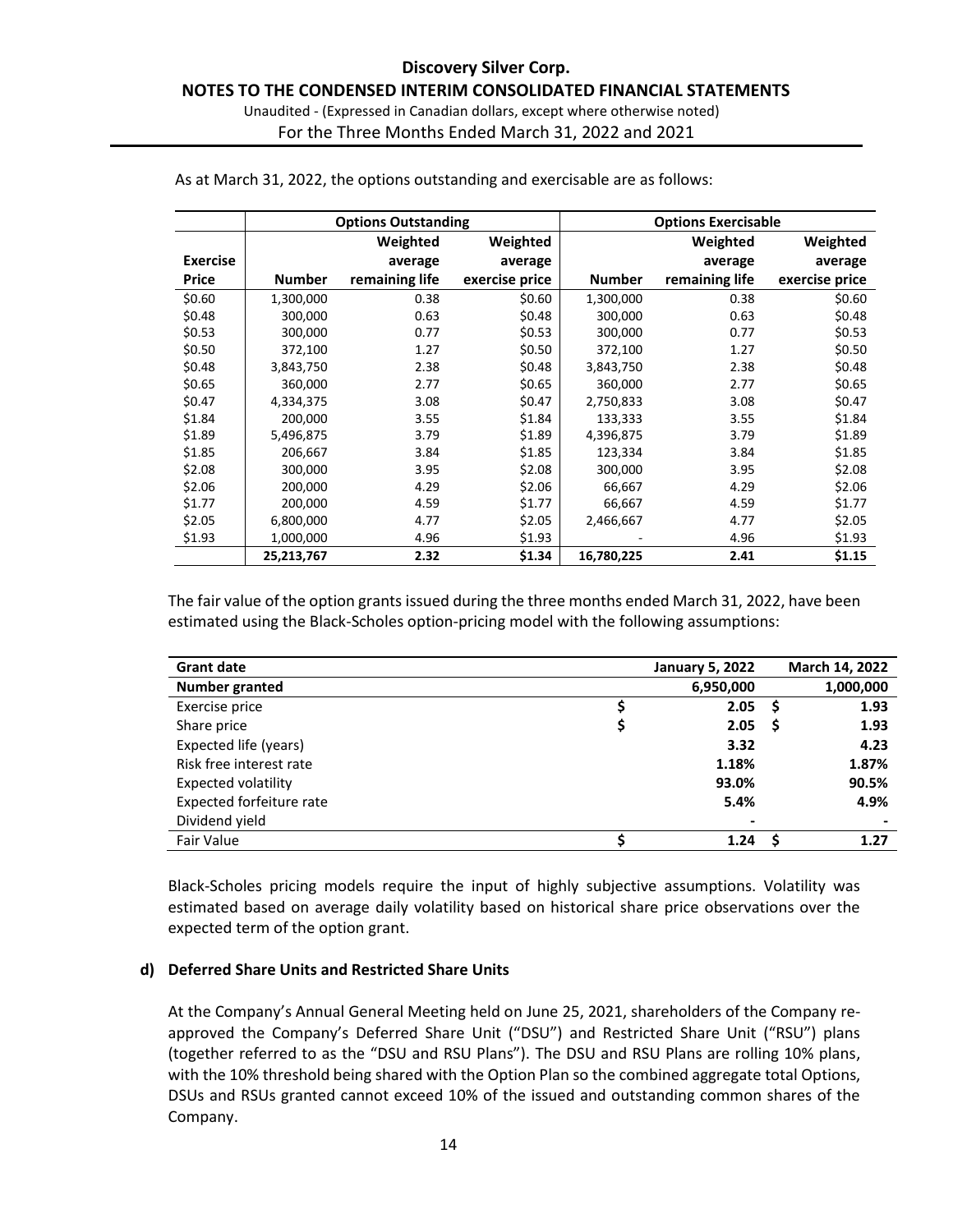As at March 31, 2022, the options outstanding and exercisable are as follows:

| | Options Outstanding | | | Options Exercisable | | |
|---|---|---|---|---|---|---|
| Exercise Price | Number | Weighted average remaining life | Weighted average exercise price | Number | Weighted average remaining life | Weighted average exercise price |
| $0.60 | 1,300,000 | 0.38 | $0.60 | 1,300,000 | 0.38 | $0.60 |
| $0.48 | 300,000 | 0.63 | $0.48 | 300,000 | 0.63 | $0.48 |
| $0.53 | 300,000 | 0.77 | $0.53 | 300,000 | 0.77 | $0.53 |
| $0.50 | 372,100 | 1.27 | $0.50 | 372,100 | 1.27 | $0.50 |
| $0.48 | 3,843,750 | 2.38 | $0.48 | 3,843,750 | 2.38 | $0.48 |
| $0.65 | 360,000 | 2.77 | $0.65 | 360,000 | 2.77 | $0.65 |
| $0.47 | 4,334,375 | 3.08 | $0.47 | 2,750,833 | 3.08 | $0.47 |
| $1.84 | 200,000 | 3.55 | $1.84 | 133,333 | 3.55 | $1.84 |
| $1.89 | 5,496,875 | 3.79 | $1.89 | 4,396,875 | 3.79 | $1.89 |
| $1.85 | 206,667 | 3.84 | $1.85 | 123,334 | 3.84 | $1.85 |
| $2.08 | 300,000 | 3.95 | $2.08 | 300,000 | 3.95 | $2.08 |
| $2.06 | 200,000 | 4.29 | $2.06 | 66,667 | 4.29 | $2.06 |
| $1.77 | 200,000 | 4.59 | $1.77 | 66,667 | 4.59 | $1.77 |
| $2.05 | 6,800,000 | 4.77 | $2.05 | 2,466,667 | 4.77 | $2.05 |
| $1.93 | 1,000,000 | 4.96 | $1.93 | - | 4.96 | $1.93 |
| | **25,213,767** | **2.32** | **$1.34** | **16,780,225** | **2.41** | **$1.15** |

The fair value of the option grants issued during the three months ended March 31, 2022, have been estimated using the Black-Scholes option-pricing model with the following assumptions:

| Grant date | January 5, 2022 | March 14, 2022 |
|---|---|---|
| **Number granted** | **6,950,000** | **1,000,000** |
| Exercise price | $ **2.05** | $ **1.93** |
| Share price | $ **2.05** | $ **1.93** |
| Expected life (years) | **3.32** | **4.23** |
| Risk free interest rate | **1.18%** | **1.87%** |
| Expected volatility | **93.0%** | **90.5%** |
| Expected forfeiture rate | **5.4%** | **4.9%** |
| Dividend yield | **-** | **-** |
| Fair Value | $ **1.24** | $ **1.27** |

Black-Scholes pricing models require the input of highly subjective assumptions. Volatility was estimated based on average daily volatility based on historical share price observations over the expected term of the option grant.

**d) Deferred Share Units and Restricted Share Units**

At the Company's Annual General Meeting held on June 25, 2021, shareholders of the Company re-approved the Company's Deferred Share Unit ("DSU") and Restricted Share Unit ("RSU") plans (together referred to as the "DSU and RSU Plans"). The DSU and RSU Plans are rolling 10% plans, with the 10% threshold being shared with the Option Plan so the combined aggregate total Options, DSUs and RSUs granted cannot exceed 10% of the issued and outstanding common shares of the Company.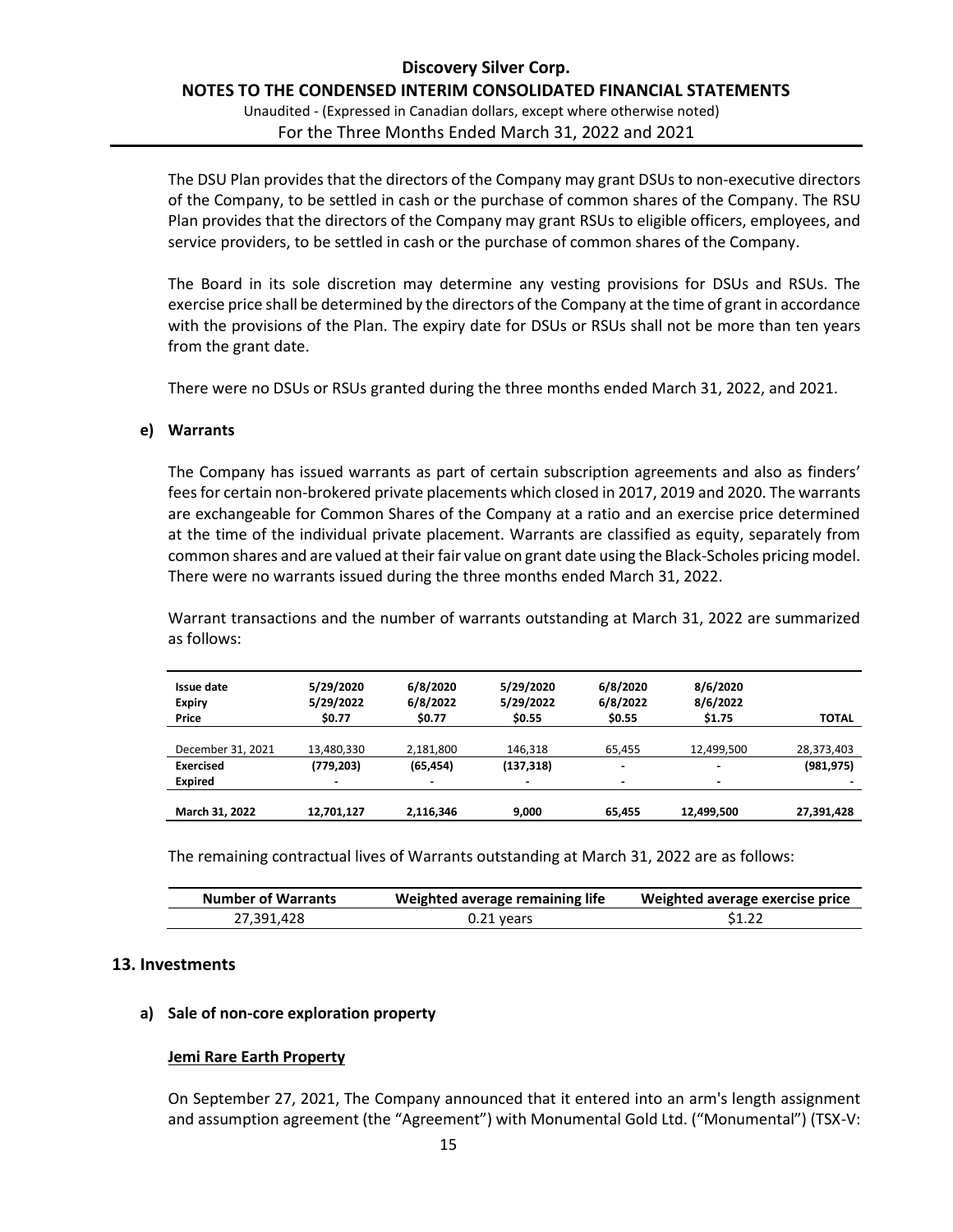The DSU Plan provides that the directors of the Company may grant DSUs to non-executive directors of the Company, to be settled in cash or the purchase of common shares of the Company. The RSU Plan provides that the directors of the Company may grant RSUs to eligible officers, employees, and service providers, to be settled in cash or the purchase of common shares of the Company.

The Board in its sole discretion may determine any vesting provisions for DSUs and RSUs. The exercise price shall be determined by the directors of the Company at the time of grant in accordance with the provisions of the Plan. The expiry date for DSUs or RSUs shall not be more than ten years from the grant date.

There were no DSUs or RSUs granted during the three months ended March 31, 2022, and 2021.

### e) Warrants

The Company has issued warrants as part of certain subscription agreements and also as finders' fees for certain non-brokered private placements which closed in 2017, 2019 and 2020. The warrants are exchangeable for Common Shares of the Company at a ratio and an exercise price determined at the time of the individual private placement. Warrants are classified as equity, separately from common shares and are valued at their fair value on grant date using the Black-Scholes pricing model. There were no warrants issued during the three months ended March 31, 2022.

Warrant transactions and the number of warrants outstanding at March 31, 2022 are summarized as follows:

| **Issue date**<br>**Expiry**<br>**Price** | **5/29/2020**<br>**5/29/2022**<br>**\$0.77** | **6/8/2020**<br>**6/8/2022**<br>**\$0.77** | **5/29/2020**<br>**5/29/2022**<br>**\$0.55** | **6/8/2020**<br>**6/8/2022**<br>**\$0.55** | **8/6/2020**<br>**8/6/2022**<br>**\$1.75** | **TOTAL** |
|---|---|---|---|---|---|---|
| December 31, 2021 | 13,480,330 | 2,181,800 | 146,318 | 65,455 | 12,499,500 | 28,373,403 |
| **Exercised** | **(779,203)** | **(65,454)** | **(137,318)** | **-** | **-** | **(981,975)** |
| **Expired** | **-** | **-** | **-** | **-** | **-** | **-** |
| **March 31, 2022** | **12,701,127** | **2,116,346** | **9,000** | **65,455** | **12,499,500** | **27,391,428** |

The remaining contractual lives of Warrants outstanding at March 31, 2022 are as follows:

| Number of Warrants | Weighted average remaining life | Weighted average exercise price |
|---|---|---|
| 27,391,428 | 0.21 years | \$1.22 |

## 13. Investments

### a) Sale of non-core exploration property

**Jemi Rare Earth Property**

On September 27, 2021, The Company announced that it entered into an arm's length assignment and assumption agreement (the "Agreement") with Monumental Gold Ltd. ("Monumental") (TSX-V: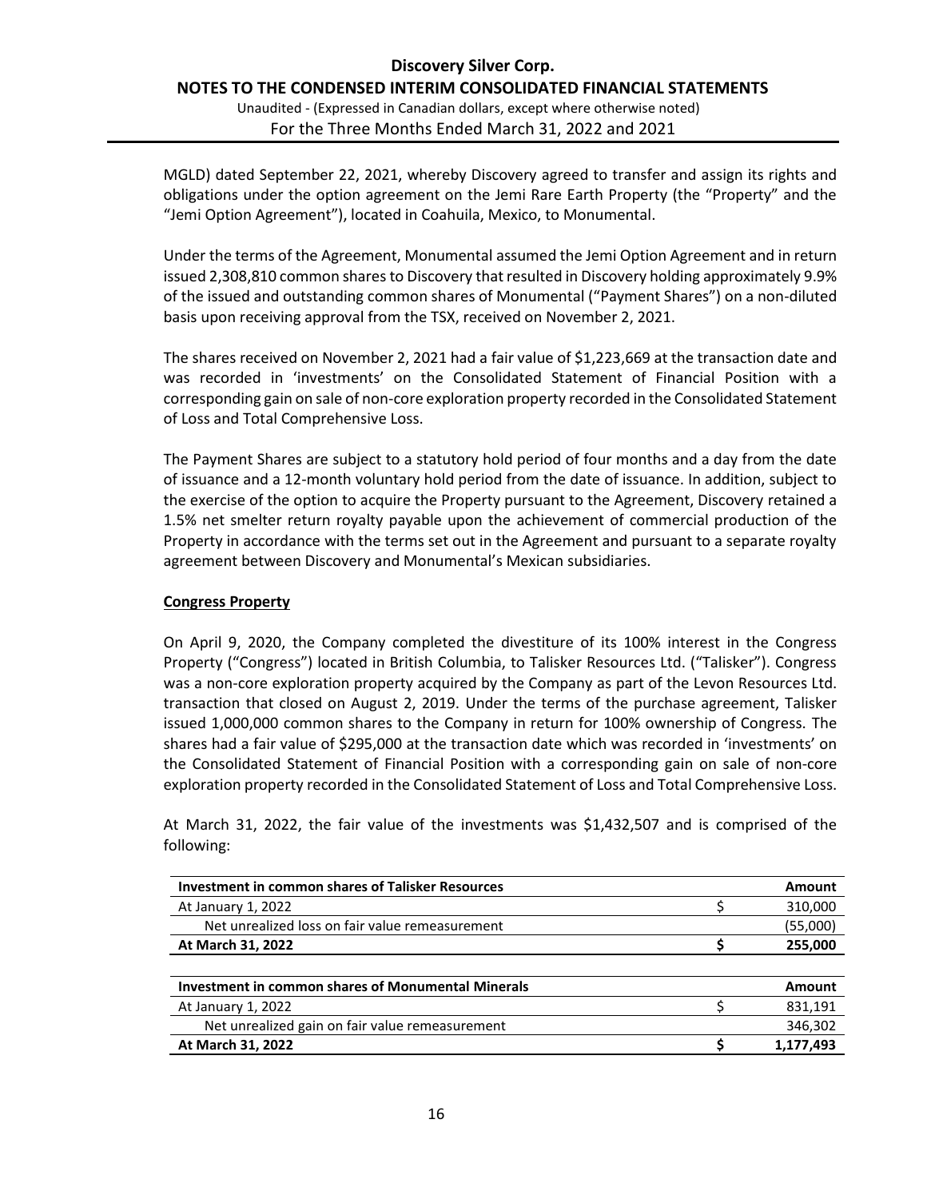MGLD) dated September 22, 2021, whereby Discovery agreed to transfer and assign its rights and obligations under the option agreement on the Jemi Rare Earth Property (the "Property" and the "Jemi Option Agreement"), located in Coahuila, Mexico, to Monumental.

Under the terms of the Agreement, Monumental assumed the Jemi Option Agreement and in return issued 2,308,810 common shares to Discovery that resulted in Discovery holding approximately 9.9% of the issued and outstanding common shares of Monumental ("Payment Shares") on a non-diluted basis upon receiving approval from the TSX, received on November 2, 2021.

The shares received on November 2, 2021 had a fair value of $1,223,669 at the transaction date and was recorded in 'investments' on the Consolidated Statement of Financial Position with a corresponding gain on sale of non-core exploration property recorded in the Consolidated Statement of Loss and Total Comprehensive Loss.

The Payment Shares are subject to a statutory hold period of four months and a day from the date of issuance and a 12-month voluntary hold period from the date of issuance. In addition, subject to the exercise of the option to acquire the Property pursuant to the Agreement, Discovery retained a 1.5% net smelter return royalty payable upon the achievement of commercial production of the Property in accordance with the terms set out in the Agreement and pursuant to a separate royalty agreement between Discovery and Monumental's Mexican subsidiaries.

**Congress Property**

On April 9, 2020, the Company completed the divestiture of its 100% interest in the Congress Property ("Congress") located in British Columbia, to Talisker Resources Ltd. ("Talisker"). Congress was a non-core exploration property acquired by the Company as part of the Levon Resources Ltd. transaction that closed on August 2, 2019. Under the terms of the purchase agreement, Talisker issued 1,000,000 common shares to the Company in return for 100% ownership of Congress. The shares had a fair value of $295,000 at the transaction date which was recorded in 'investments' on the Consolidated Statement of Financial Position with a corresponding gain on sale of non-core exploration property recorded in the Consolidated Statement of Loss and Total Comprehensive Loss.

At March 31, 2022, the fair value of the investments was $1,432,507 and is comprised of the following:

| **Investment in common shares of Talisker Resources** | | **Amount** |
|---|---|---|
| At January 1, 2022 | $ | 310,000 |
| Net unrealized loss on fair value remeasurement | | (55,000) |
| **At March 31, 2022** | **$** | **255,000** |

| **Investment in common shares of Monumental Minerals** | | **Amount** |
|---|---|---|
| At January 1, 2022 | $ | 831,191 |
| Net unrealized gain on fair value remeasurement | | 346,302 |
| **At March 31, 2022** | **$** | **1,177,493** |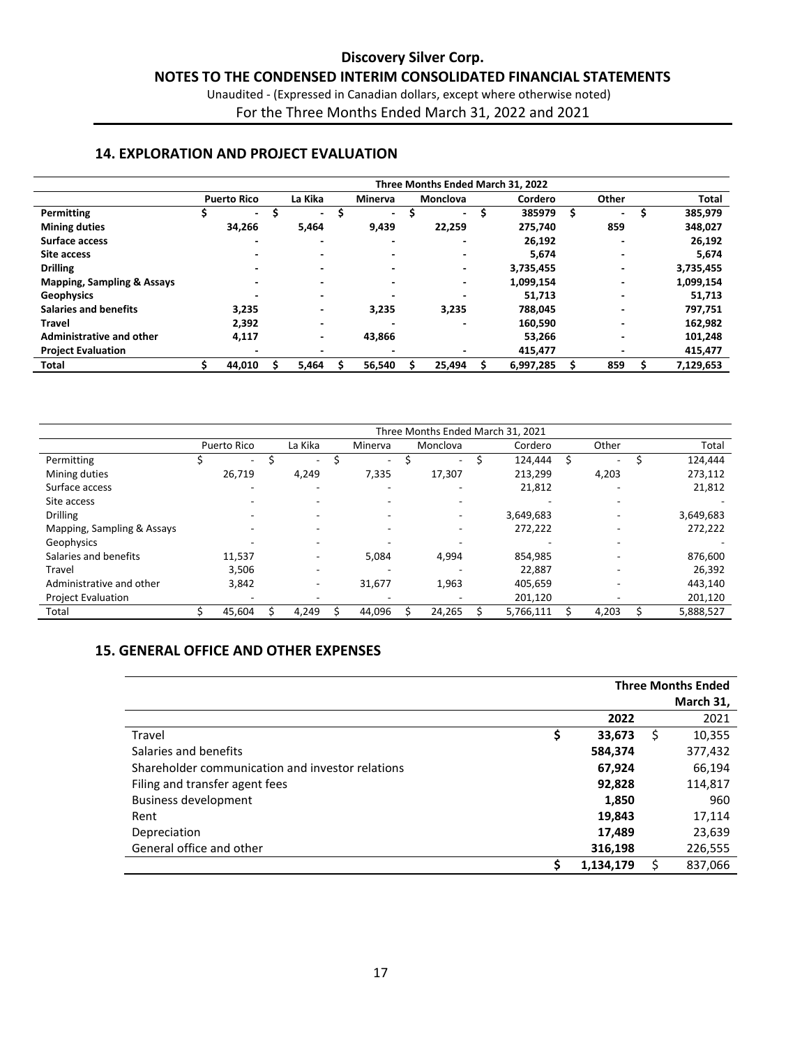# Discovery Silver Corp.

## NOTES TO THE CONDENSED INTERIM CONSOLIDATED FINANCIAL STATEMENTS

Unaudited - (Expressed in Canadian dollars, except where otherwise noted)

For the Three Months Ended March 31, 2022 and 2021

## 14. EXPLORATION AND PROJECT EVALUATION

| | Three Months Ended March 31, 2022 | | | | | | |
|---|---|---|---|---|---|---|---|
| | **Puerto Rico** | **La Kika** | **Minerva** | **Monclova** | **Cordero** | **Other** | **Total** |
| **Permitting** | $ - | $ - | $ - | $ - | $ 385979 | $ - | $ 385,979 |
| **Mining duties** | 34,266 | 5,464 | 9,439 | 22,259 | 275,740 | 859 | 348,027 |
| **Surface access** | - | - | - | - | 26,192 | - | 26,192 |
| **Site access** | - | - | - | - | 5,674 | - | 5,674 |
| **Drilling** | - | - | - | - | 3,735,455 | - | 3,735,455 |
| **Mapping, Sampling & Assays** | - | - | - | - | 1,099,154 | - | 1,099,154 |
| **Geophysics** | - | - | - | - | 51,713 | - | 51,713 |
| **Salaries and benefits** | 3,235 | - | 3,235 | 3,235 | 788,045 | - | 797,751 |
| **Travel** | 2,392 | - | - | - | 160,590 | - | 162,982 |
| **Administrative and other** | 4,117 | - | 43,866 | | 53,266 | - | 101,248 |
| **Project Evaluation** | - | - | - | - | 415,477 | - | 415,477 |
| **Total** | $ 44,010 | $ 5,464 | $ 56,540 | $ 25,494 | $ 6,997,285 | $ 859 | $ 7,129,653 |

| | Three Months Ended March 31, 2021 | | | | | | |
|---|---|---|---|---|---|---|---|
| | Puerto Rico | La Kika | Minerva | Monclova | Cordero | Other | Total |
| Permitting | $ - | $ - | $ - | $ - | $ 124,444 | $ - | $ 124,444 |
| Mining duties | 26,719 | 4,249 | 7,335 | 17,307 | 213,299 | 4,203 | 273,112 |
| Surface access | - | - | - | - | 21,812 | - | 21,812 |
| Site access | - | - | - | - | - | - | - |
| Drilling | - | - | - | - | 3,649,683 | - | 3,649,683 |
| Mapping, Sampling & Assays | - | - | - | - | 272,222 | - | 272,222 |
| Geophysics | - | - | - | - | - | - | - |
| Salaries and benefits | 11,537 | - | 5,084 | 4,994 | 854,985 | - | 876,600 |
| Travel | 3,506 | - | - | - | 22,887 | - | 26,392 |
| Administrative and other | 3,842 | - | 31,677 | 1,963 | 405,659 | - | 443,140 |
| Project Evaluation | - | - | - | - | 201,120 | - | 201,120 |
| Total | $ 45,604 | $ 4,249 | $ 44,096 | $ 24,265 | $ 5,766,111 | $ 4,203 | $ 5,888,527 |

## 15. GENERAL OFFICE AND OTHER EXPENSES

| | **Three Months Ended March 31,** | |
|---|---|---|
| | **2022** | 2021 |
| Travel | $ **33,673** | $ 10,355 |
| Salaries and benefits | **584,374** | 377,432 |
| Shareholder communication and investor relations | **67,924** | 66,194 |
| Filing and transfer agent fees | **92,828** | 114,817 |
| Business development | **1,850** | 960 |
| Rent | **19,843** | 17,114 |
| Depreciation | **17,489** | 23,639 |
| General office and other | **316,198** | 226,555 |
| | $ **1,134,179** | $ 837,066 |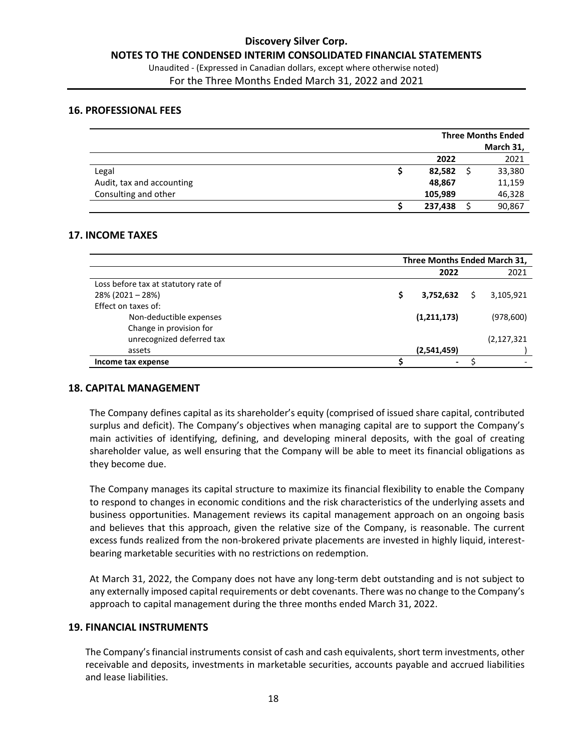## 16. PROFESSIONAL FEES

| | Three Months Ended March 31, | |
|---|---|---|
| | **2022** | 2021 |
| Legal | $ **82,582** | $ 33,380 |
| Audit, tax and accounting | **48,867** | 11,159 |
| Consulting and other | **105,989** | 46,328 |
| | $ **237,438** | $ 90,867 |

## 17. INCOME TAXES

| | Three Months Ended March 31, | |
|---|---|---|
| | **2022** | 2021 |
| Loss before tax at statutory rate of 28% (2021 – 28%) | $ **3,752,632** | $ 3,105,921 |
| Effect on taxes of: | | |
| Non-deductible expenses | **(1,211,173)** | (978,600) |
| Change in provision for unrecognized deferred tax assets | **(2,541,459)** | (2,127,321) |
| **Income tax expense** | $ **-** | $ - |

## 18. CAPITAL MANAGEMENT

The Company defines capital as its shareholder's equity (comprised of issued share capital, contributed surplus and deficit). The Company's objectives when managing capital are to support the Company's main activities of identifying, defining, and developing mineral deposits, with the goal of creating shareholder value, as well ensuring that the Company will be able to meet its financial obligations as they become due.

The Company manages its capital structure to maximize its financial flexibility to enable the Company to respond to changes in economic conditions and the risk characteristics of the underlying assets and business opportunities. Management reviews its capital management approach on an ongoing basis and believes that this approach, given the relative size of the Company, is reasonable. The current excess funds realized from the non-brokered private placements are invested in highly liquid, interest-bearing marketable securities with no restrictions on redemption.

At March 31, 2022, the Company does not have any long-term debt outstanding and is not subject to any externally imposed capital requirements or debt covenants. There was no change to the Company's approach to capital management during the three months ended March 31, 2022.

## 19. FINANCIAL INSTRUMENTS

The Company's financial instruments consist of cash and cash equivalents, short term investments, other receivable and deposits, investments in marketable securities, accounts payable and accrued liabilities and lease liabilities.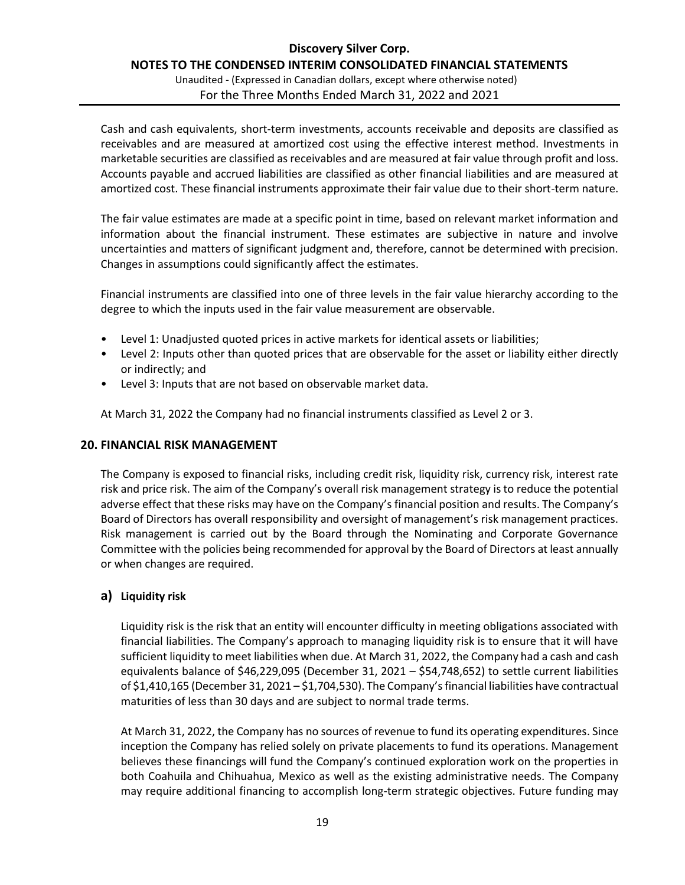Cash and cash equivalents, short-term investments, accounts receivable and deposits are classified as receivables and are measured at amortized cost using the effective interest method. Investments in marketable securities are classified as receivables and are measured at fair value through profit and loss. Accounts payable and accrued liabilities are classified as other financial liabilities and are measured at amortized cost. These financial instruments approximate their fair value due to their short-term nature.

The fair value estimates are made at a specific point in time, based on relevant market information and information about the financial instrument. These estimates are subjective in nature and involve uncertainties and matters of significant judgment and, therefore, cannot be determined with precision. Changes in assumptions could significantly affect the estimates.

Financial instruments are classified into one of three levels in the fair value hierarchy according to the degree to which the inputs used in the fair value measurement are observable.

- Level 1: Unadjusted quoted prices in active markets for identical assets or liabilities;
- Level 2: Inputs other than quoted prices that are observable for the asset or liability either directly or indirectly; and
- Level 3: Inputs that are not based on observable market data.

At March 31, 2022 the Company had no financial instruments classified as Level 2 or 3.

## 20. FINANCIAL RISK MANAGEMENT

The Company is exposed to financial risks, including credit risk, liquidity risk, currency risk, interest rate risk and price risk. The aim of the Company's overall risk management strategy is to reduce the potential adverse effect that these risks may have on the Company's financial position and results. The Company's Board of Directors has overall responsibility and oversight of management's risk management practices. Risk management is carried out by the Board through the Nominating and Corporate Governance Committee with the policies being recommended for approval by the Board of Directors at least annually or when changes are required.

### a) Liquidity risk

Liquidity risk is the risk that an entity will encounter difficulty in meeting obligations associated with financial liabilities. The Company's approach to managing liquidity risk is to ensure that it will have sufficient liquidity to meet liabilities when due. At March 31, 2022, the Company had a cash and cash equivalents balance of $46,229,095 (December 31, 2021 – $54,748,652) to settle current liabilities of $1,410,165 (December 31, 2021 – $1,704,530). The Company's financial liabilities have contractual maturities of less than 30 days and are subject to normal trade terms.

At March 31, 2022, the Company has no sources of revenue to fund its operating expenditures. Since inception the Company has relied solely on private placements to fund its operations. Management believes these financings will fund the Company's continued exploration work on the properties in both Coahuila and Chihuahua, Mexico as well as the existing administrative needs. The Company may require additional financing to accomplish long-term strategic objectives. Future funding may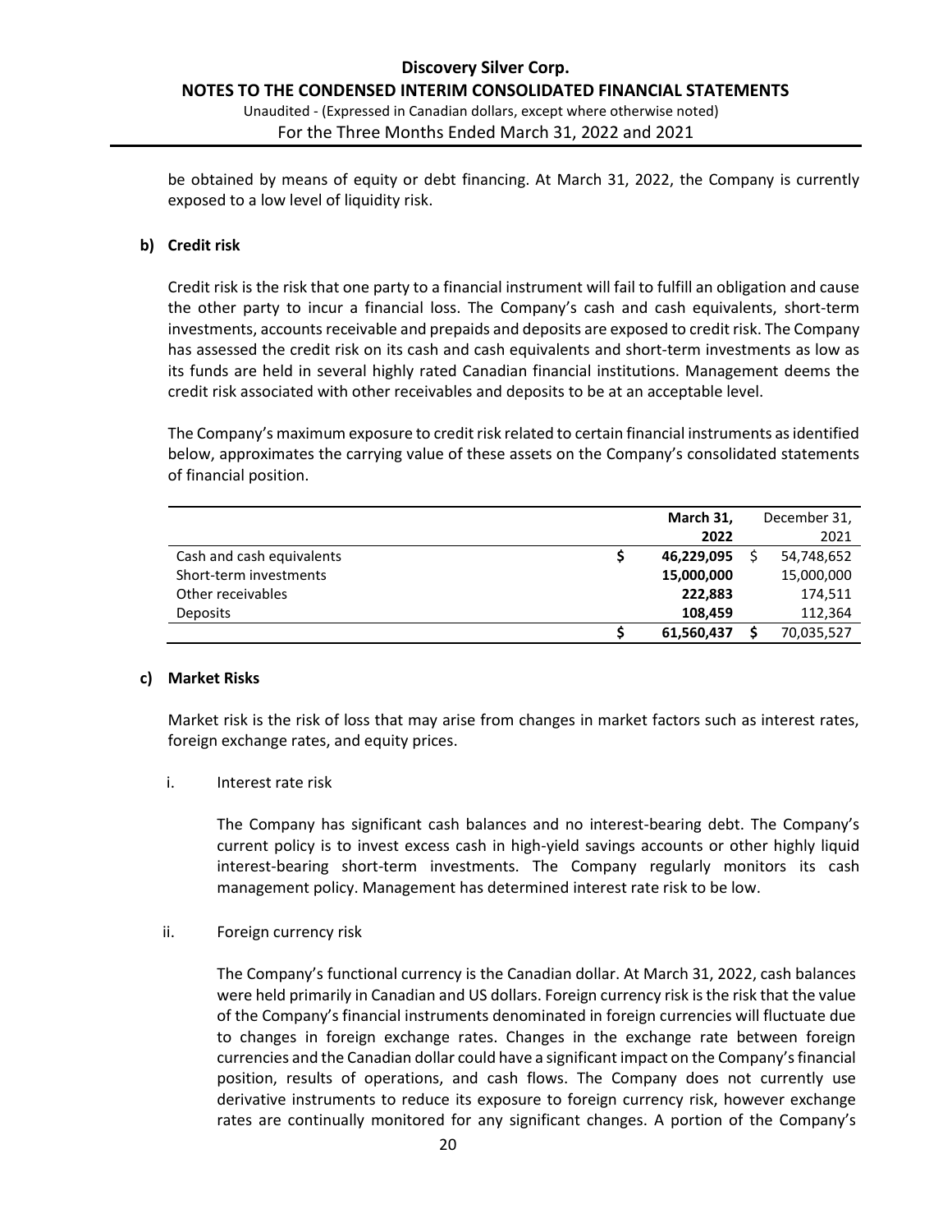be obtained by means of equity or debt financing. At March 31, 2022, the Company is currently exposed to a low level of liquidity risk.

**b) Credit risk**

Credit risk is the risk that one party to a financial instrument will fail to fulfill an obligation and cause the other party to incur a financial loss. The Company's cash and cash equivalents, short-term investments, accounts receivable and prepaids and deposits are exposed to credit risk. The Company has assessed the credit risk on its cash and cash equivalents and short-term investments as low as its funds are held in several highly rated Canadian financial institutions. Management deems the credit risk associated with other receivables and deposits to be at an acceptable level.

The Company's maximum exposure to credit risk related to certain financial instruments as identified below, approximates the carrying value of these assets on the Company's consolidated statements of financial position.

| | **March 31, 2022** | December 31, 2021 |
|---|---|---|
| Cash and cash equivalents | **$ 46,229,095** | $ 54,748,652 |
| Short-term investments | **15,000,000** | 15,000,000 |
| Other receivables | **222,883** | 174,511 |
| Deposits | **108,459** | 112,364 |
| | **$ 61,560,437** | $ 70,035,527 |

**c) Market Risks**

Market risk is the risk of loss that may arise from changes in market factors such as interest rates, foreign exchange rates, and equity prices.

i. Interest rate risk

The Company has significant cash balances and no interest-bearing debt. The Company's current policy is to invest excess cash in high-yield savings accounts or other highly liquid interest-bearing short-term investments. The Company regularly monitors its cash management policy. Management has determined interest rate risk to be low.

ii. Foreign currency risk

The Company's functional currency is the Canadian dollar. At March 31, 2022, cash balances were held primarily in Canadian and US dollars. Foreign currency risk is the risk that the value of the Company's financial instruments denominated in foreign currencies will fluctuate due to changes in foreign exchange rates. Changes in the exchange rate between foreign currencies and the Canadian dollar could have a significant impact on the Company's financial position, results of operations, and cash flows. The Company does not currently use derivative instruments to reduce its exposure to foreign currency risk, however exchange rates are continually monitored for any significant changes. A portion of the Company's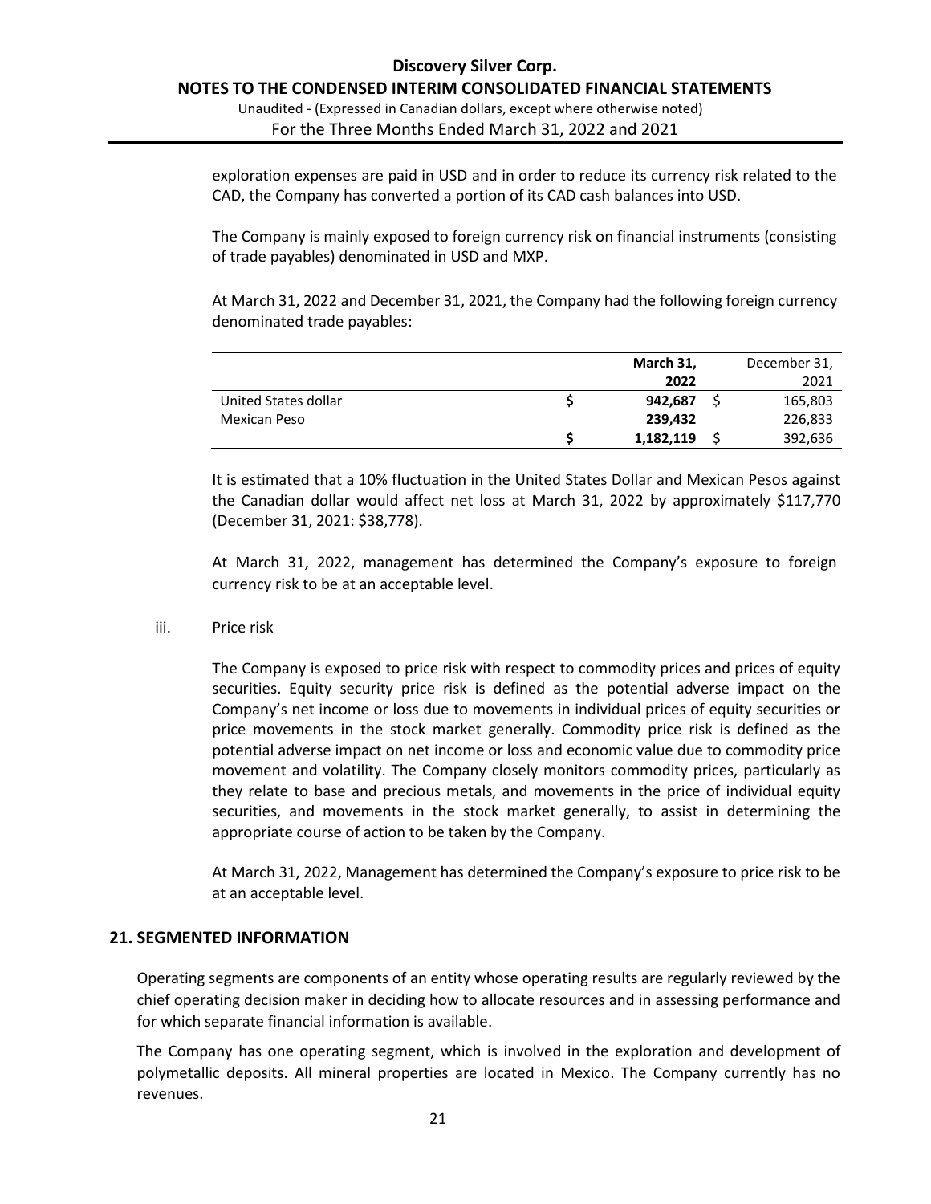exploration expenses are paid in USD and in order to reduce its currency risk related to the CAD, the Company has converted a portion of its CAD cash balances into USD.

The Company is mainly exposed to foreign currency risk on financial instruments (consisting of trade payables) denominated in USD and MXP.

At March 31, 2022 and December 31, 2021, the Company had the following foreign currency denominated trade payables:

| | **March 31, 2022** | December 31, 2021 |
|---|---|---|
| United States dollar | **$ 942,687** | $ 165,803 |
| Mexican Peso | **239,432** | 226,833 |
| | **$ 1,182,119** | $ 392,636 |

It is estimated that a 10% fluctuation in the United States Dollar and Mexican Pesos against the Canadian dollar would affect net loss at March 31, 2022 by approximately $117,770 (December 31, 2021: $38,778).

At March 31, 2022, management has determined the Company's exposure to foreign currency risk to be at an acceptable level.

iii. Price risk

The Company is exposed to price risk with respect to commodity prices and prices of equity securities. Equity security price risk is defined as the potential adverse impact on the Company's net income or loss due to movements in individual prices of equity securities or price movements in the stock market generally. Commodity price risk is defined as the potential adverse impact on net income or loss and economic value due to commodity price movement and volatility. The Company closely monitors commodity prices, particularly as they relate to base and precious metals, and movements in the price of individual equity securities, and movements in the stock market generally, to assist in determining the appropriate course of action to be taken by the Company.

At March 31, 2022, Management has determined the Company's exposure to price risk to be at an acceptable level.

## 21. SEGMENTED INFORMATION

Operating segments are components of an entity whose operating results are regularly reviewed by the chief operating decision maker in deciding how to allocate resources and in assessing performance and for which separate financial information is available.

The Company has one operating segment, which is involved in the exploration and development of polymetallic deposits. All mineral properties are located in Mexico. The Company currently has no revenues.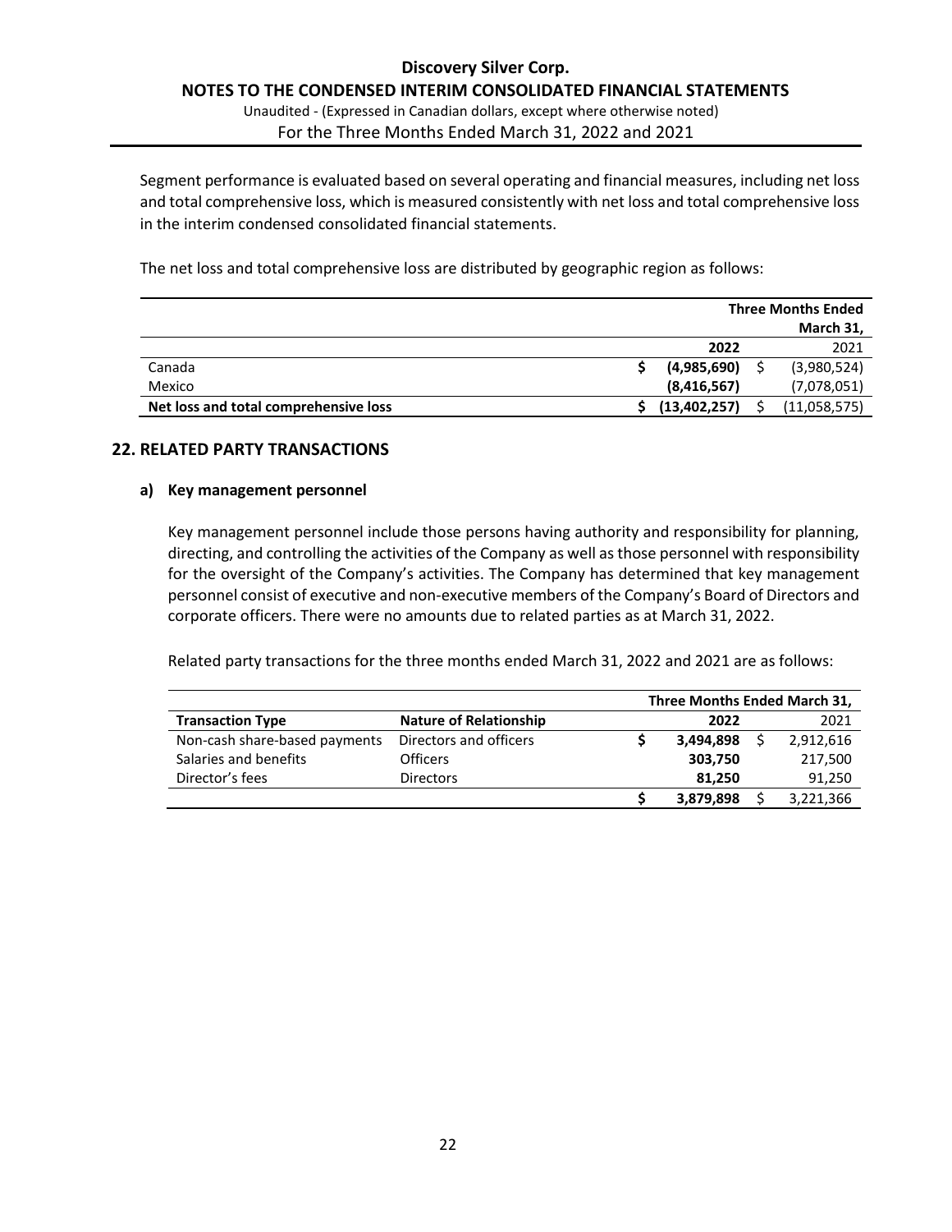Segment performance is evaluated based on several operating and financial measures, including net loss and total comprehensive loss, which is measured consistently with net loss and total comprehensive loss in the interim condensed consolidated financial statements.

The net loss and total comprehensive loss are distributed by geographic region as follows:

| | Three Months Ended March 31, | |
|---|---|---|
| | **2022** | 2021 |
| Canada | **$ (4,985,690)** | $ (3,980,524) |
| Mexico | **(8,416,567)** | (7,078,051) |
| **Net loss and total comprehensive loss** | **$ (13,402,257)** | $ (11,058,575) |

## 22. RELATED PARTY TRANSACTIONS

### a) Key management personnel

Key management personnel include those persons having authority and responsibility for planning, directing, and controlling the activities of the Company as well as those personnel with responsibility for the oversight of the Company's activities. The Company has determined that key management personnel consist of executive and non-executive members of the Company's Board of Directors and corporate officers. There were no amounts due to related parties as at March 31, 2022.

Related party transactions for the three months ended March 31, 2022 and 2021 are as follows:

| | | Three Months Ended March 31, | |
|---|---|---|---|
| **Transaction Type** | **Nature of Relationship** | **2022** | 2021 |
| Non-cash share-based payments | Directors and officers | **$ 3,494,898** | $ 2,912,616 |
| Salaries and benefits | Officers | **303,750** | 217,500 |
| Director's fees | Directors | **81,250** | 91,250 |
| | | **$ 3,879,898** | $ 3,221,366 |